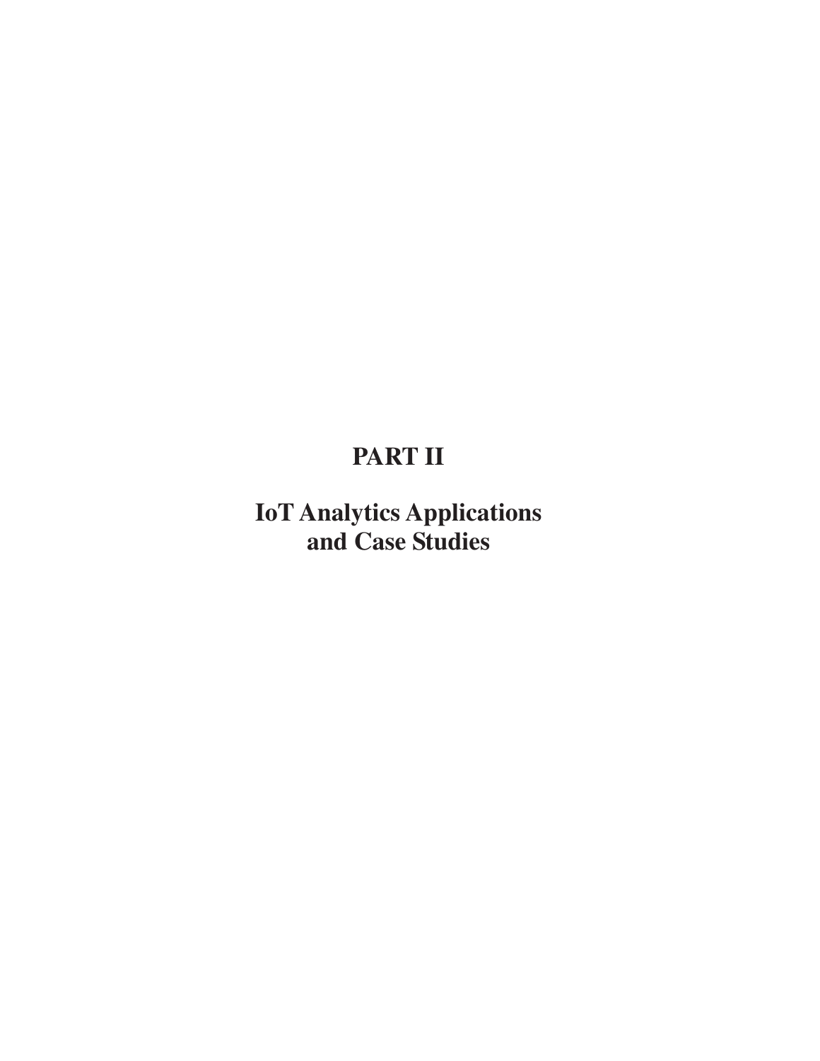# PART II

# IoT Analytics Applications and Case Studies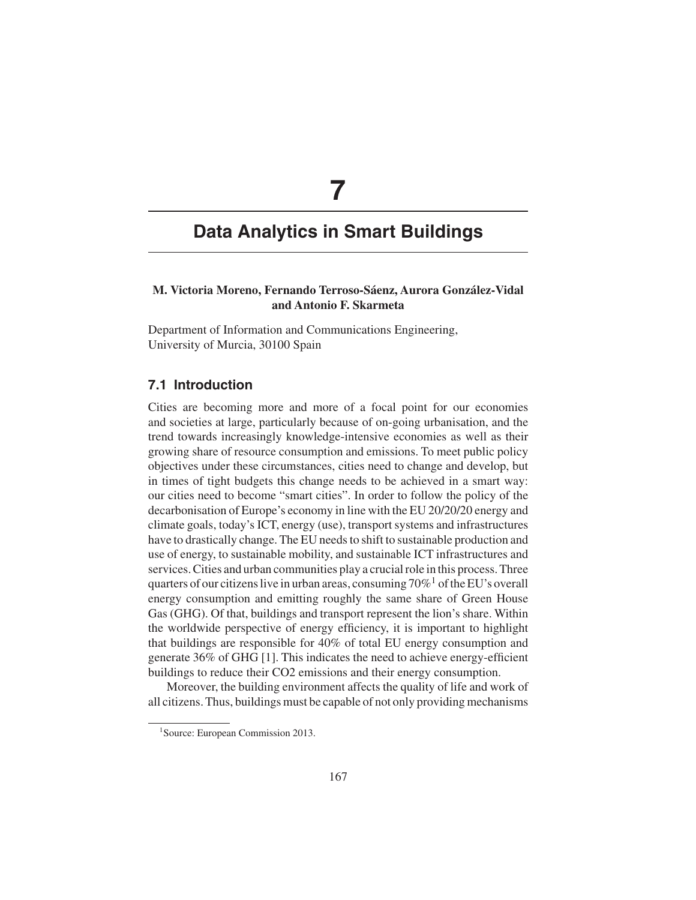# 7

# Data Analytics in Smart Buildings

**M. Victoria Moreno, Fernando Terroso-Sáenz, Aurora González-Vidal and Antonio F. Skarmeta**

Department of Information and Communications Engineering,
University of Murcia, 30100 Spain

## 7.1 Introduction

Cities are becoming more and more of a focal point for our economies and societies at large, particularly because of on-going urbanisation, and the trend towards increasingly knowledge-intensive economies as well as their growing share of resource consumption and emissions. To meet public policy objectives under these circumstances, cities need to change and develop, but in times of tight budgets this change needs to be achieved in a smart way: our cities need to become "smart cities". In order to follow the policy of the decarbonisation of Europe's economy in line with the EU 20/20/20 energy and climate goals, today's ICT, energy (use), transport systems and infrastructures have to drastically change. The EU needs to shift to sustainable production and use of energy, to sustainable mobility, and sustainable ICT infrastructures and services. Cities and urban communities play a crucial role in this process. Three quarters of our citizens live in urban areas, consuming 70%[1] of the EU's overall energy consumption and emitting roughly the same share of Green House Gas (GHG). Of that, buildings and transport represent the lion's share. Within the worldwide perspective of energy efficiency, it is important to highlight that buildings are responsible for 40% of total EU energy consumption and generate 36% of GHG [1]. This indicates the need to achieve energy-efficient buildings to reduce their CO2 emissions and their energy consumption.

Moreover, the building environment affects the quality of life and work of all citizens. Thus, buildings must be capable of not only providing mechanisms

[1] Source: European Commission 2013.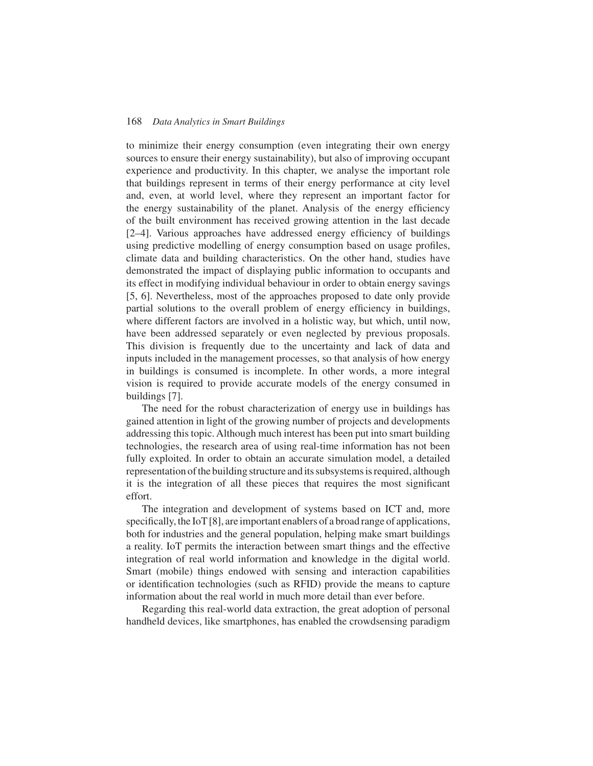to minimize their energy consumption (even integrating their own energy sources to ensure their energy sustainability), but also of improving occupant experience and productivity. In this chapter, we analyse the important role that buildings represent in terms of their energy performance at city level and, even, at world level, where they represent an important factor for the energy sustainability of the planet. Analysis of the energy efficiency of the built environment has received growing attention in the last decade [2–4]. Various approaches have addressed energy efficiency of buildings using predictive modelling of energy consumption based on usage profiles, climate data and building characteristics. On the other hand, studies have demonstrated the impact of displaying public information to occupants and its effect in modifying individual behaviour in order to obtain energy savings [5, 6]. Nevertheless, most of the approaches proposed to date only provide partial solutions to the overall problem of energy efficiency in buildings, where different factors are involved in a holistic way, but which, until now, have been addressed separately or even neglected by previous proposals. This division is frequently due to the uncertainty and lack of data and inputs included in the management processes, so that analysis of how energy in buildings is consumed is incomplete. In other words, a more integral vision is required to provide accurate models of the energy consumed in buildings [7].

The need for the robust characterization of energy use in buildings has gained attention in light of the growing number of projects and developments addressing this topic. Although much interest has been put into smart building technologies, the research area of using real-time information has not been fully exploited. In order to obtain an accurate simulation model, a detailed representation of the building structure and its subsystems is required, although it is the integration of all these pieces that requires the most significant effort.

The integration and development of systems based on ICT and, more specifically, the IoT [8], are important enablers of a broad range of applications, both for industries and the general population, helping make smart buildings a reality. IoT permits the interaction between smart things and the effective integration of real world information and knowledge in the digital world. Smart (mobile) things endowed with sensing and interaction capabilities or identification technologies (such as RFID) provide the means to capture information about the real world in much more detail than ever before.

Regarding this real-world data extraction, the great adoption of personal handheld devices, like smartphones, has enabled the crowdsensing paradigm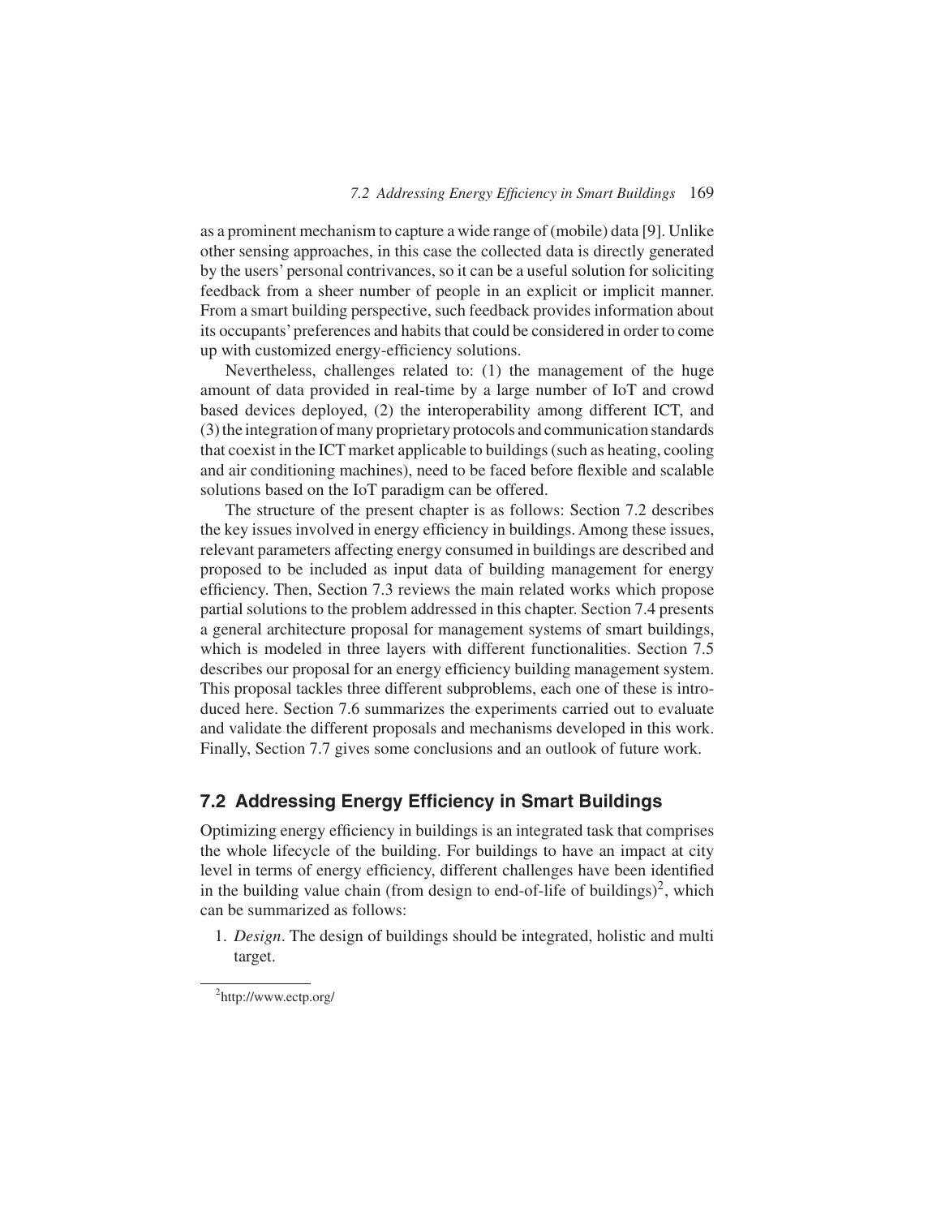as a prominent mechanism to capture a wide range of (mobile) data [9]. Unlike other sensing approaches, in this case the collected data is directly generated by the users' personal contrivances, so it can be a useful solution for soliciting feedback from a sheer number of people in an explicit or implicit manner. From a smart building perspective, such feedback provides information about its occupants' preferences and habits that could be considered in order to come up with customized energy-efficiency solutions.

Nevertheless, challenges related to: (1) the management of the huge amount of data provided in real-time by a large number of IoT and crowd based devices deployed, (2) the interoperability among different ICT, and (3) the integration of many proprietary protocols and communication standards that coexist in the ICT market applicable to buildings (such as heating, cooling and air conditioning machines), need to be faced before flexible and scalable solutions based on the IoT paradigm can be offered.

The structure of the present chapter is as follows: Section 7.2 describes the key issues involved in energy efficiency in buildings. Among these issues, relevant parameters affecting energy consumed in buildings are described and proposed to be included as input data of building management for energy efficiency. Then, Section 7.3 reviews the main related works which propose partial solutions to the problem addressed in this chapter. Section 7.4 presents a general architecture proposal for management systems of smart buildings, which is modeled in three layers with different functionalities. Section 7.5 describes our proposal for an energy efficiency building management system. This proposal tackles three different subproblems, each one of these is introduced here. Section 7.6 summarizes the experiments carried out to evaluate and validate the different proposals and mechanisms developed in this work. Finally, Section 7.7 gives some conclusions and an outlook of future work.

## 7.2 Addressing Energy Efficiency in Smart Buildings

Optimizing energy efficiency in buildings is an integrated task that comprises the whole lifecycle of the building. For buildings to have an impact at city level in terms of energy efficiency, different challenges have been identified in the building value chain (from design to end-of-life of buildings)[2], which can be summarized as follows:

1. *Design*. The design of buildings should be integrated, holistic and multi target.

[2] http://www.ectp.org/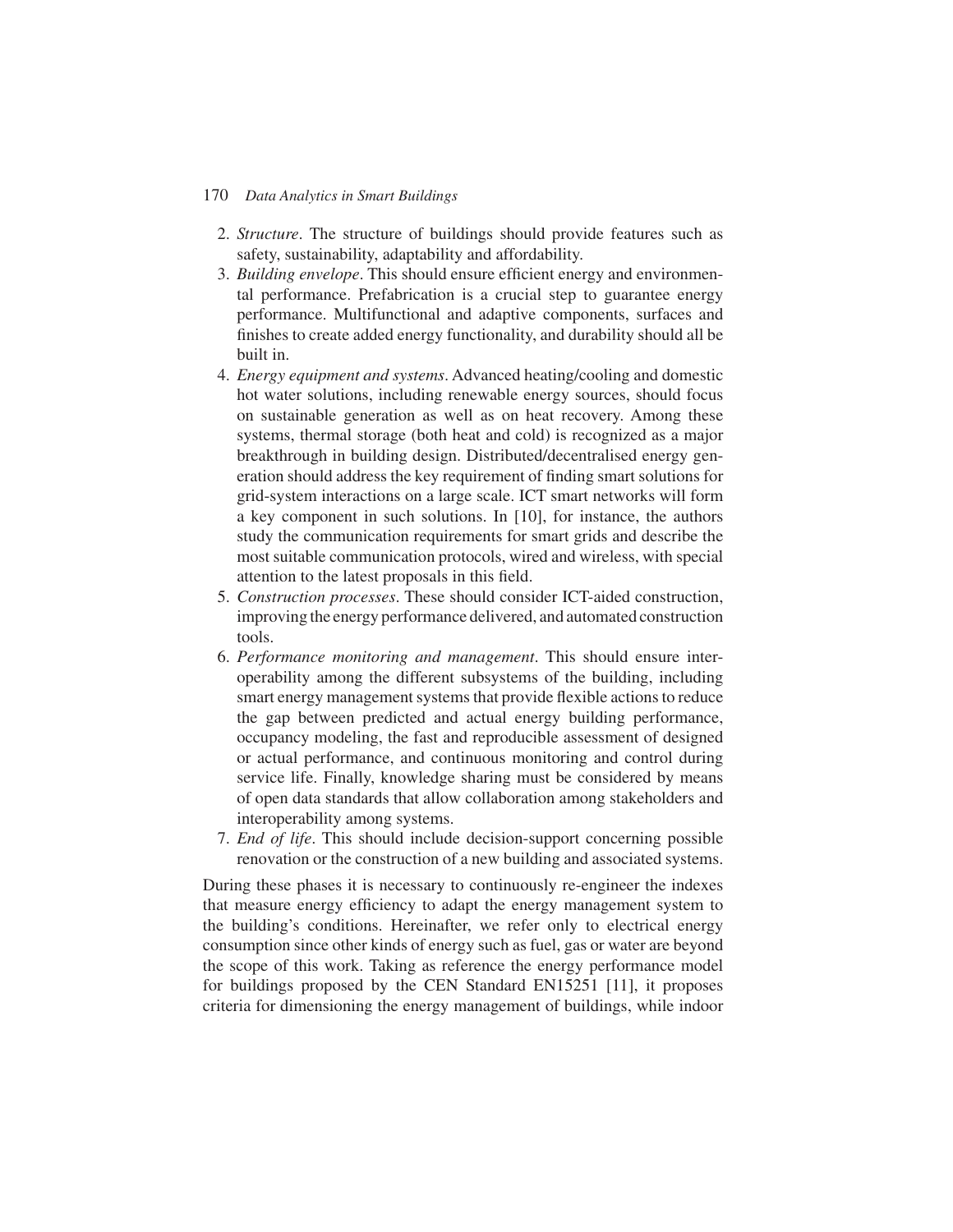2. *Structure*. The structure of buildings should provide features such as safety, sustainability, adaptability and affordability.
3. *Building envelope*. This should ensure efficient energy and environmental performance. Prefabrication is a crucial step to guarantee energy performance. Multifunctional and adaptive components, surfaces and finishes to create added energy functionality, and durability should all be built in.
4. *Energy equipment and systems*. Advanced heating/cooling and domestic hot water solutions, including renewable energy sources, should focus on sustainable generation as well as on heat recovery. Among these systems, thermal storage (both heat and cold) is recognized as a major breakthrough in building design. Distributed/decentralised energy generation should address the key requirement of finding smart solutions for grid-system interactions on a large scale. ICT smart networks will form a key component in such solutions. In [10], for instance, the authors study the communication requirements for smart grids and describe the most suitable communication protocols, wired and wireless, with special attention to the latest proposals in this field.
5. *Construction processes*. These should consider ICT-aided construction, improving the energy performance delivered, and automated construction tools.
6. *Performance monitoring and management*. This should ensure interoperability among the different subsystems of the building, including smart energy management systems that provide flexible actions to reduce the gap between predicted and actual energy building performance, occupancy modeling, the fast and reproducible assessment of designed or actual performance, and continuous monitoring and control during service life. Finally, knowledge sharing must be considered by means of open data standards that allow collaboration among stakeholders and interoperability among systems.
7. *End of life*. This should include decision-support concerning possible renovation or the construction of a new building and associated systems.

During these phases it is necessary to continuously re-engineer the indexes that measure energy efficiency to adapt the energy management system to the building's conditions. Hereinafter, we refer only to electrical energy consumption since other kinds of energy such as fuel, gas or water are beyond the scope of this work. Taking as reference the energy performance model for buildings proposed by the CEN Standard EN15251 [11], it proposes criteria for dimensioning the energy management of buildings, while indoor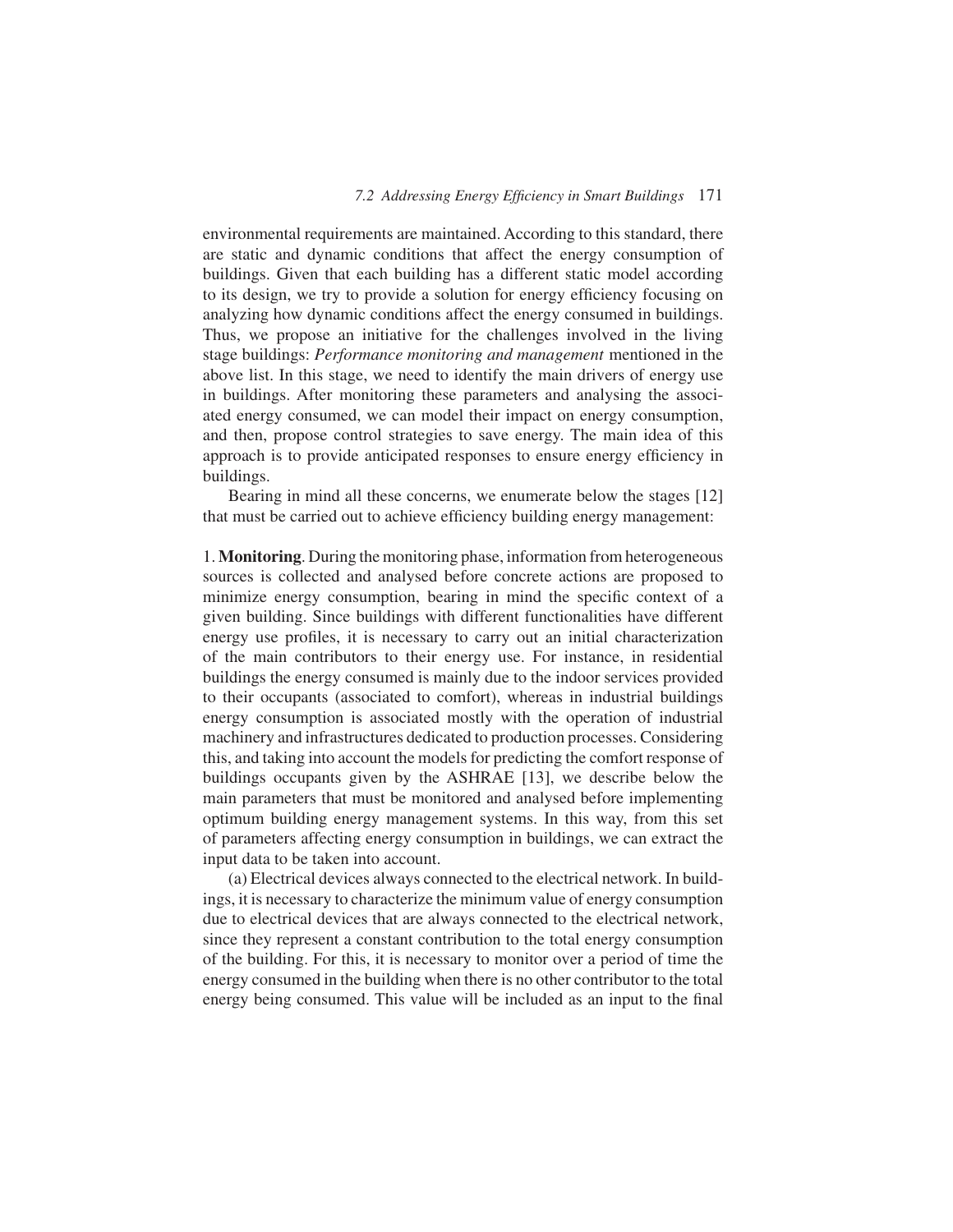environmental requirements are maintained. According to this standard, there are static and dynamic conditions that affect the energy consumption of buildings. Given that each building has a different static model according to its design, we try to provide a solution for energy efficiency focusing on analyzing how dynamic conditions affect the energy consumed in buildings. Thus, we propose an initiative for the challenges involved in the living stage buildings: *Performance monitoring and management* mentioned in the above list. In this stage, we need to identify the main drivers of energy use in buildings. After monitoring these parameters and analysing the associated energy consumed, we can model their impact on energy consumption, and then, propose control strategies to save energy. The main idea of this approach is to provide anticipated responses to ensure energy efficiency in buildings.

Bearing in mind all these concerns, we enumerate below the stages [12] that must be carried out to achieve efficiency building energy management:

1. **Monitoring**. During the monitoring phase, information from heterogeneous sources is collected and analysed before concrete actions are proposed to minimize energy consumption, bearing in mind the specific context of a given building. Since buildings with different functionalities have different energy use profiles, it is necessary to carry out an initial characterization of the main contributors to their energy use. For instance, in residential buildings the energy consumed is mainly due to the indoor services provided to their occupants (associated to comfort), whereas in industrial buildings energy consumption is associated mostly with the operation of industrial machinery and infrastructures dedicated to production processes. Considering this, and taking into account the models for predicting the comfort response of buildings occupants given by the ASHRAE [13], we describe below the main parameters that must be monitored and analysed before implementing optimum building energy management systems. In this way, from this set of parameters affecting energy consumption in buildings, we can extract the input data to be taken into account.

(a) Electrical devices always connected to the electrical network. In buildings, it is necessary to characterize the minimum value of energy consumption due to electrical devices that are always connected to the electrical network, since they represent a constant contribution to the total energy consumption of the building. For this, it is necessary to monitor over a period of time the energy consumed in the building when there is no other contributor to the total energy being consumed. This value will be included as an input to the final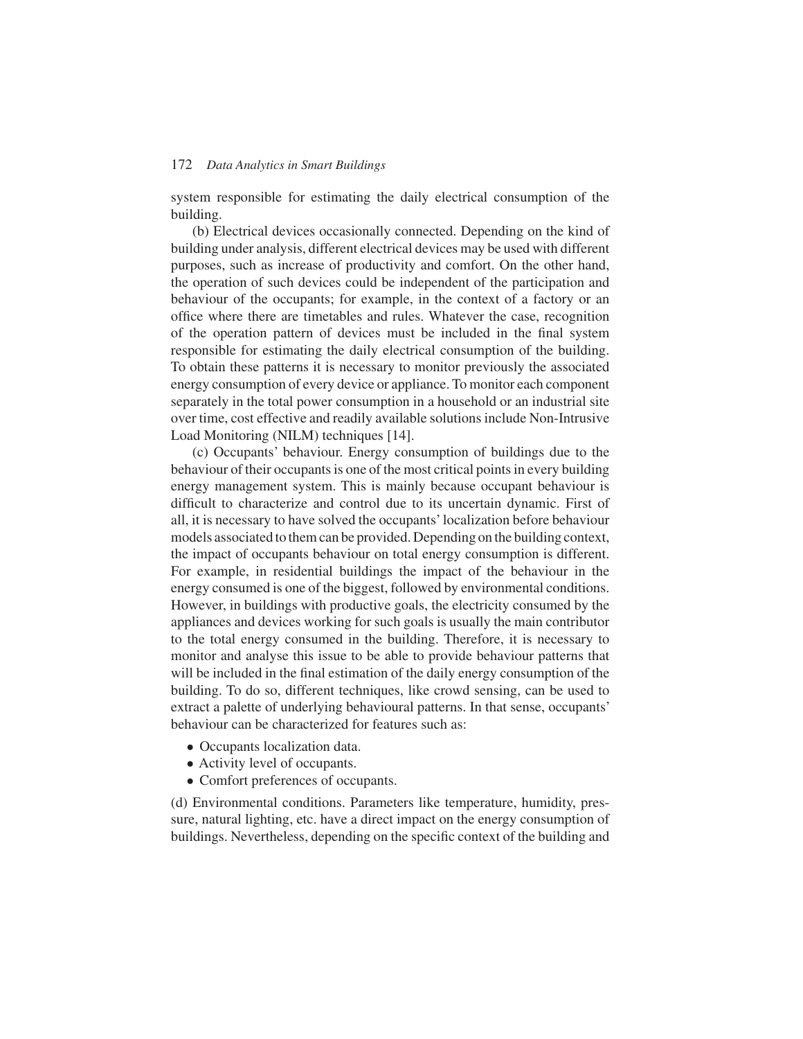system responsible for estimating the daily electrical consumption of the building.

(b) Electrical devices occasionally connected. Depending on the kind of building under analysis, different electrical devices may be used with different purposes, such as increase of productivity and comfort. On the other hand, the operation of such devices could be independent of the participation and behaviour of the occupants; for example, in the context of a factory or an office where there are timetables and rules. Whatever the case, recognition of the operation pattern of devices must be included in the final system responsible for estimating the daily electrical consumption of the building. To obtain these patterns it is necessary to monitor previously the associated energy consumption of every device or appliance. To monitor each component separately in the total power consumption in a household or an industrial site over time, cost effective and readily available solutions include Non-Intrusive Load Monitoring (NILM) techniques [14].

(c) Occupants' behaviour. Energy consumption of buildings due to the behaviour of their occupants is one of the most critical points in every building energy management system. This is mainly because occupant behaviour is difficult to characterize and control due to its uncertain dynamic. First of all, it is necessary to have solved the occupants' localization before behaviour models associated to them can be provided. Depending on the building context, the impact of occupants behaviour on total energy consumption is different. For example, in residential buildings the impact of the behaviour in the energy consumed is one of the biggest, followed by environmental conditions. However, in buildings with productive goals, the electricity consumed by the appliances and devices working for such goals is usually the main contributor to the total energy consumed in the building. Therefore, it is necessary to monitor and analyse this issue to be able to provide behaviour patterns that will be included in the final estimation of the daily energy consumption of the building. To do so, different techniques, like crowd sensing, can be used to extract a palette of underlying behavioural patterns. In that sense, occupants' behaviour can be characterized for features such as:

- Occupants localization data.
- Activity level of occupants.
- Comfort preferences of occupants.

(d) Environmental conditions. Parameters like temperature, humidity, pressure, natural lighting, etc. have a direct impact on the energy consumption of buildings. Nevertheless, depending on the specific context of the building and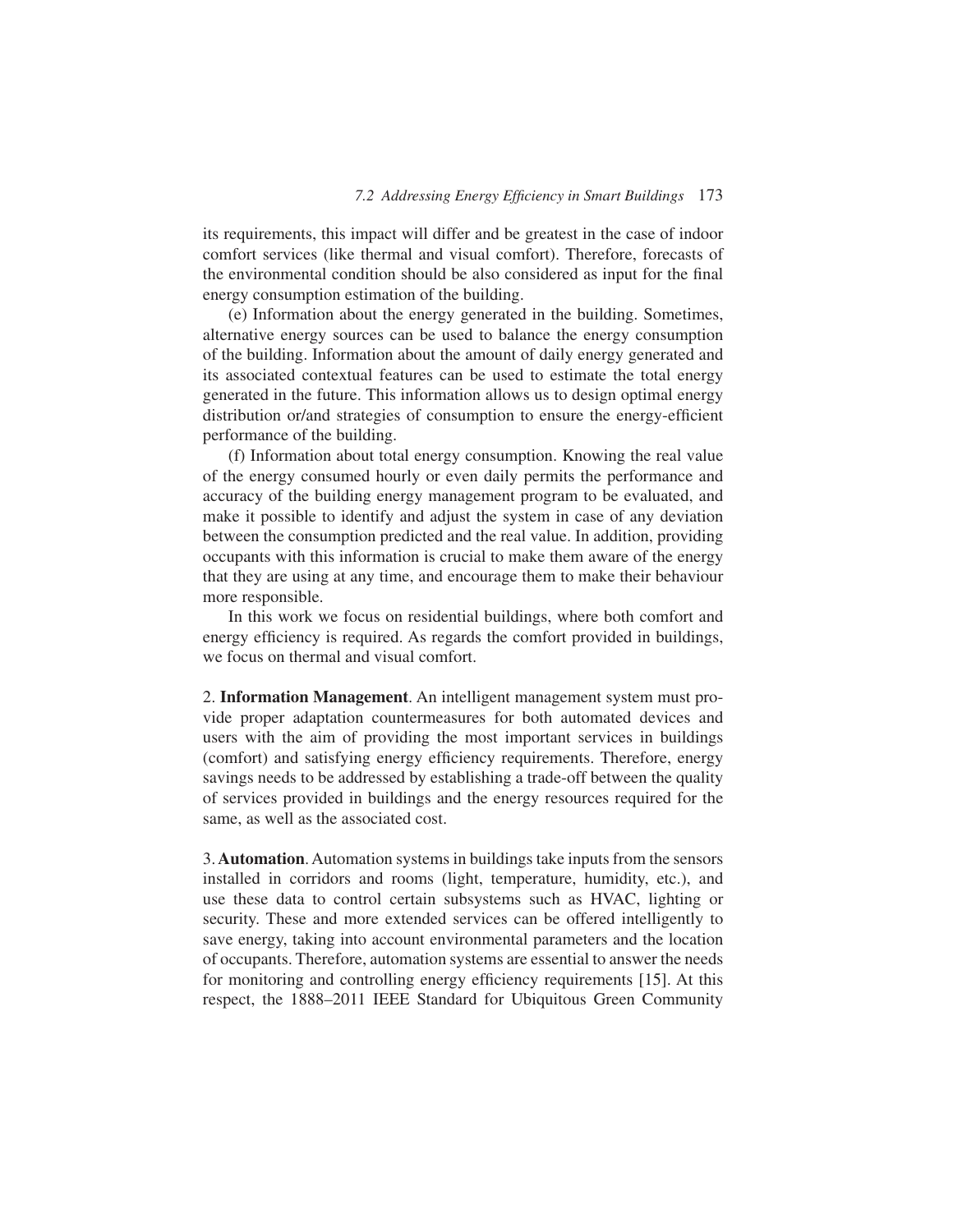its requirements, this impact will differ and be greatest in the case of indoor comfort services (like thermal and visual comfort). Therefore, forecasts of the environmental condition should be also considered as input for the final energy consumption estimation of the building.

(e) Information about the energy generated in the building. Sometimes, alternative energy sources can be used to balance the energy consumption of the building. Information about the amount of daily energy generated and its associated contextual features can be used to estimate the total energy generated in the future. This information allows us to design optimal energy distribution or/and strategies of consumption to ensure the energy-efficient performance of the building.

(f) Information about total energy consumption. Knowing the real value of the energy consumed hourly or even daily permits the performance and accuracy of the building energy management program to be evaluated, and make it possible to identify and adjust the system in case of any deviation between the consumption predicted and the real value. In addition, providing occupants with this information is crucial to make them aware of the energy that they are using at any time, and encourage them to make their behaviour more responsible.

In this work we focus on residential buildings, where both comfort and energy efficiency is required. As regards the comfort provided in buildings, we focus on thermal and visual comfort.

2. **Information Management**. An intelligent management system must provide proper adaptation countermeasures for both automated devices and users with the aim of providing the most important services in buildings (comfort) and satisfying energy efficiency requirements. Therefore, energy savings needs to be addressed by establishing a trade-off between the quality of services provided in buildings and the energy resources required for the same, as well as the associated cost.

3. **Automation**. Automation systems in buildings take inputs from the sensors installed in corridors and rooms (light, temperature, humidity, etc.), and use these data to control certain subsystems such as HVAC, lighting or security. These and more extended services can be offered intelligently to save energy, taking into account environmental parameters and the location of occupants. Therefore, automation systems are essential to answer the needs for monitoring and controlling energy efficiency requirements [15]. At this respect, the 1888–2011 IEEE Standard for Ubiquitous Green Community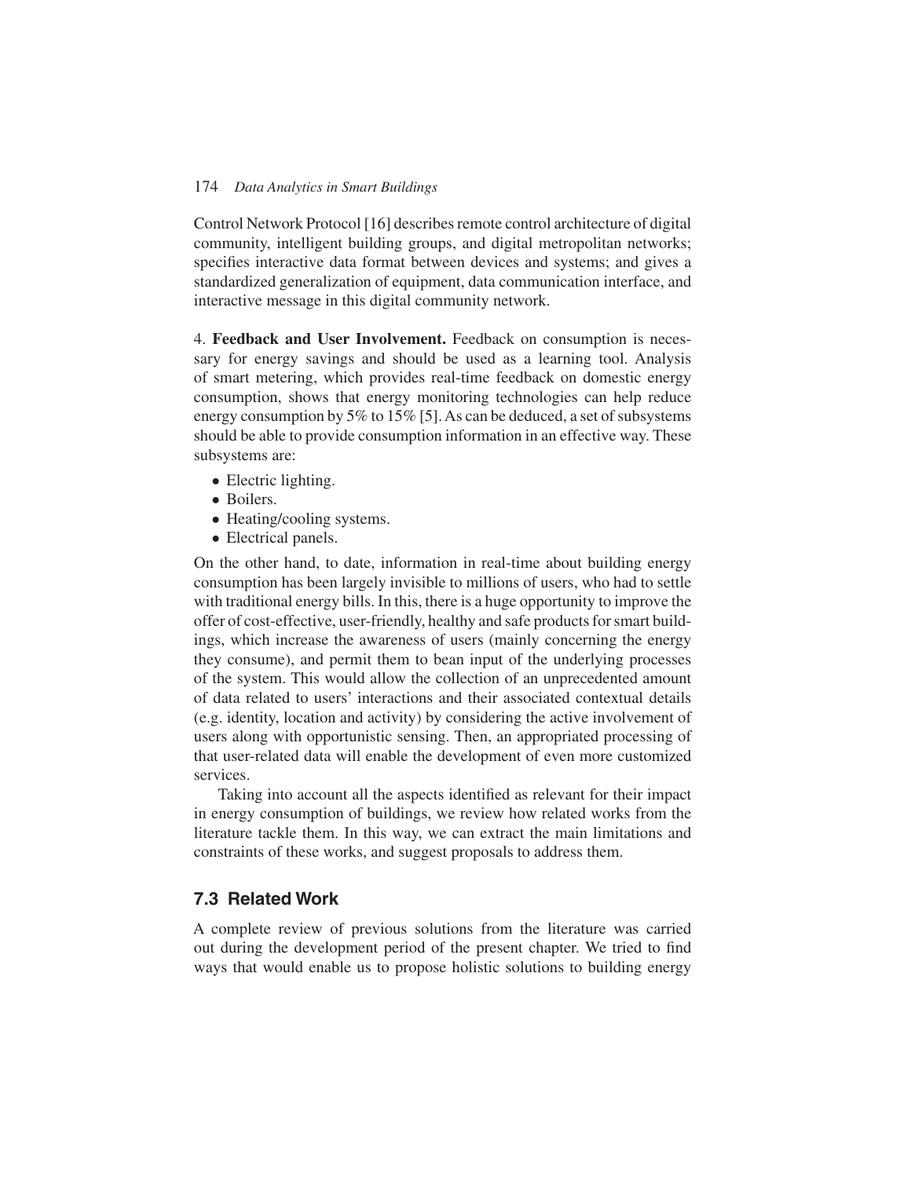Control Network Protocol [16] describes remote control architecture of digital community, intelligent building groups, and digital metropolitan networks; specifies interactive data format between devices and systems; and gives a standardized generalization of equipment, data communication interface, and interactive message in this digital community network.

4. **Feedback and User Involvement.** Feedback on consumption is necessary for energy savings and should be used as a learning tool. Analysis of smart metering, which provides real-time feedback on domestic energy consumption, shows that energy monitoring technologies can help reduce energy consumption by 5% to 15% [5]. As can be deduced, a set of subsystems should be able to provide consumption information in an effective way. These subsystems are:

- Electric lighting.
- Boilers.
- Heating/cooling systems.
- Electrical panels.

On the other hand, to date, information in real-time about building energy consumption has been largely invisible to millions of users, who had to settle with traditional energy bills. In this, there is a huge opportunity to improve the offer of cost-effective, user-friendly, healthy and safe products for smart buildings, which increase the awareness of users (mainly concerning the energy they consume), and permit them to bean input of the underlying processes of the system. This would allow the collection of an unprecedented amount of data related to users' interactions and their associated contextual details (e.g. identity, location and activity) by considering the active involvement of users along with opportunistic sensing. Then, an appropriated processing of that user-related data will enable the development of even more customized services.

Taking into account all the aspects identified as relevant for their impact in energy consumption of buildings, we review how related works from the literature tackle them. In this way, we can extract the main limitations and constraints of these works, and suggest proposals to address them.

## 7.3 Related Work

A complete review of previous solutions from the literature was carried out during the development period of the present chapter. We tried to find ways that would enable us to propose holistic solutions to building energy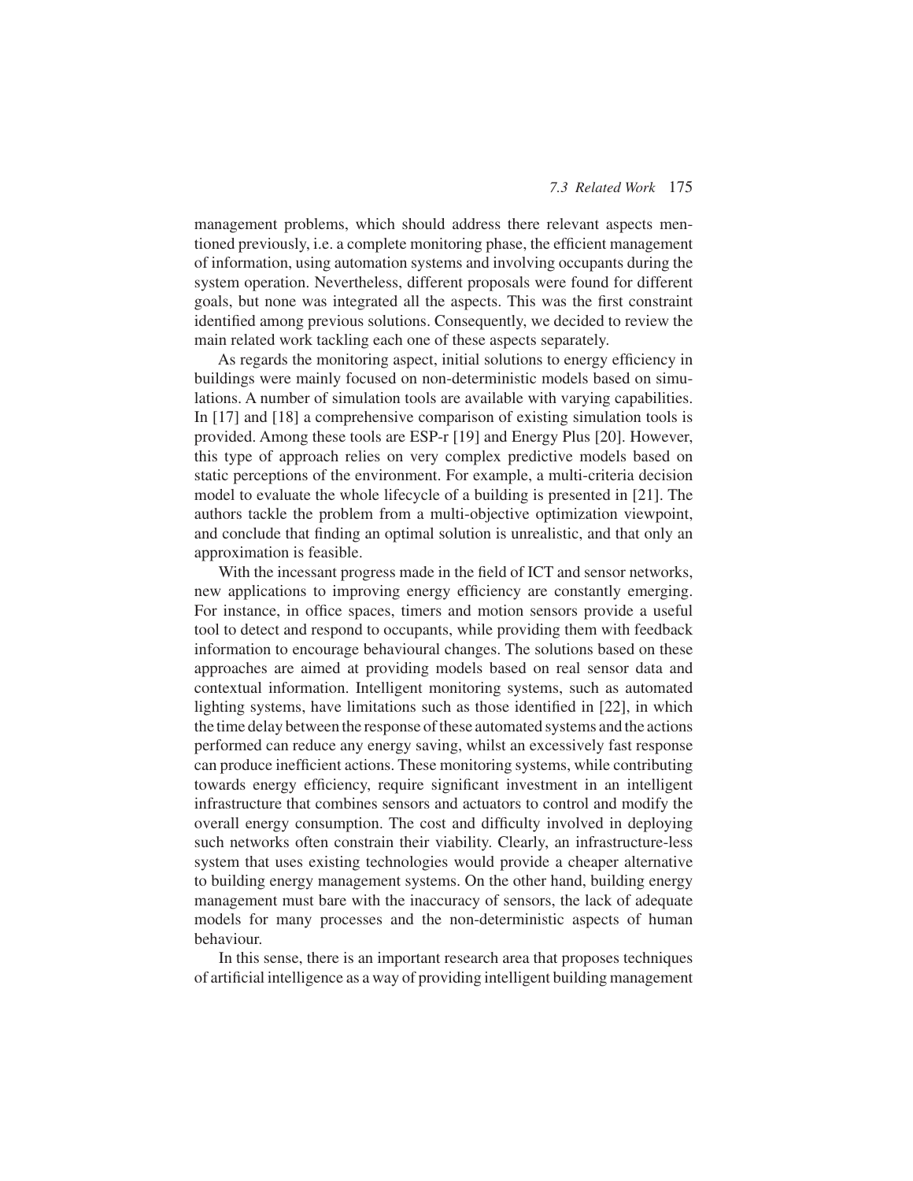management problems, which should address there relevant aspects mentioned previously, i.e. a complete monitoring phase, the efficient management of information, using automation systems and involving occupants during the system operation. Nevertheless, different proposals were found for different goals, but none was integrated all the aspects. This was the first constraint identified among previous solutions. Consequently, we decided to review the main related work tackling each one of these aspects separately.

As regards the monitoring aspect, initial solutions to energy efficiency in buildings were mainly focused on non-deterministic models based on simulations. A number of simulation tools are available with varying capabilities. In [17] and [18] a comprehensive comparison of existing simulation tools is provided. Among these tools are ESP-r [19] and Energy Plus [20]. However, this type of approach relies on very complex predictive models based on static perceptions of the environment. For example, a multi-criteria decision model to evaluate the whole lifecycle of a building is presented in [21]. The authors tackle the problem from a multi-objective optimization viewpoint, and conclude that finding an optimal solution is unrealistic, and that only an approximation is feasible.

With the incessant progress made in the field of ICT and sensor networks, new applications to improving energy efficiency are constantly emerging. For instance, in office spaces, timers and motion sensors provide a useful tool to detect and respond to occupants, while providing them with feedback information to encourage behavioural changes. The solutions based on these approaches are aimed at providing models based on real sensor data and contextual information. Intelligent monitoring systems, such as automated lighting systems, have limitations such as those identified in [22], in which the time delay between the response of these automated systems and the actions performed can reduce any energy saving, whilst an excessively fast response can produce inefficient actions. These monitoring systems, while contributing towards energy efficiency, require significant investment in an intelligent infrastructure that combines sensors and actuators to control and modify the overall energy consumption. The cost and difficulty involved in deploying such networks often constrain their viability. Clearly, an infrastructure-less system that uses existing technologies would provide a cheaper alternative to building energy management systems. On the other hand, building energy management must bare with the inaccuracy of sensors, the lack of adequate models for many processes and the non-deterministic aspects of human behaviour.

In this sense, there is an important research area that proposes techniques of artificial intelligence as a way of providing intelligent building management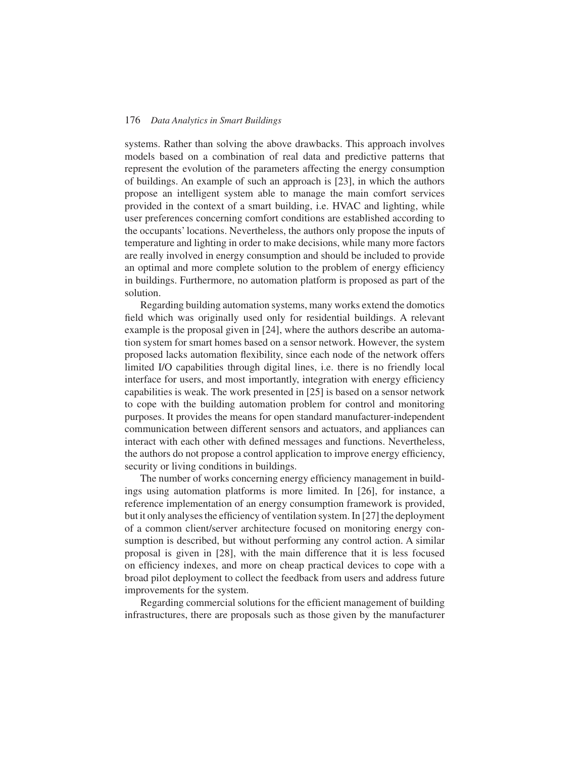systems. Rather than solving the above drawbacks. This approach involves models based on a combination of real data and predictive patterns that represent the evolution of the parameters affecting the energy consumption of buildings. An example of such an approach is [23], in which the authors propose an intelligent system able to manage the main comfort services provided in the context of a smart building, i.e. HVAC and lighting, while user preferences concerning comfort conditions are established according to the occupants' locations. Nevertheless, the authors only propose the inputs of temperature and lighting in order to make decisions, while many more factors are really involved in energy consumption and should be included to provide an optimal and more complete solution to the problem of energy efficiency in buildings. Furthermore, no automation platform is proposed as part of the solution.

Regarding building automation systems, many works extend the domotics field which was originally used only for residential buildings. A relevant example is the proposal given in [24], where the authors describe an automation system for smart homes based on a sensor network. However, the system proposed lacks automation flexibility, since each node of the network offers limited I/O capabilities through digital lines, i.e. there is no friendly local interface for users, and most importantly, integration with energy efficiency capabilities is weak. The work presented in [25] is based on a sensor network to cope with the building automation problem for control and monitoring purposes. It provides the means for open standard manufacturer-independent communication between different sensors and actuators, and appliances can interact with each other with defined messages and functions. Nevertheless, the authors do not propose a control application to improve energy efficiency, security or living conditions in buildings.

The number of works concerning energy efficiency management in buildings using automation platforms is more limited. In [26], for instance, a reference implementation of an energy consumption framework is provided, but it only analyses the efficiency of ventilation system. In [27] the deployment of a common client/server architecture focused on monitoring energy consumption is described, but without performing any control action. A similar proposal is given in [28], with the main difference that it is less focused on efficiency indexes, and more on cheap practical devices to cope with a broad pilot deployment to collect the feedback from users and address future improvements for the system.

Regarding commercial solutions for the efficient management of building infrastructures, there are proposals such as those given by the manufacturer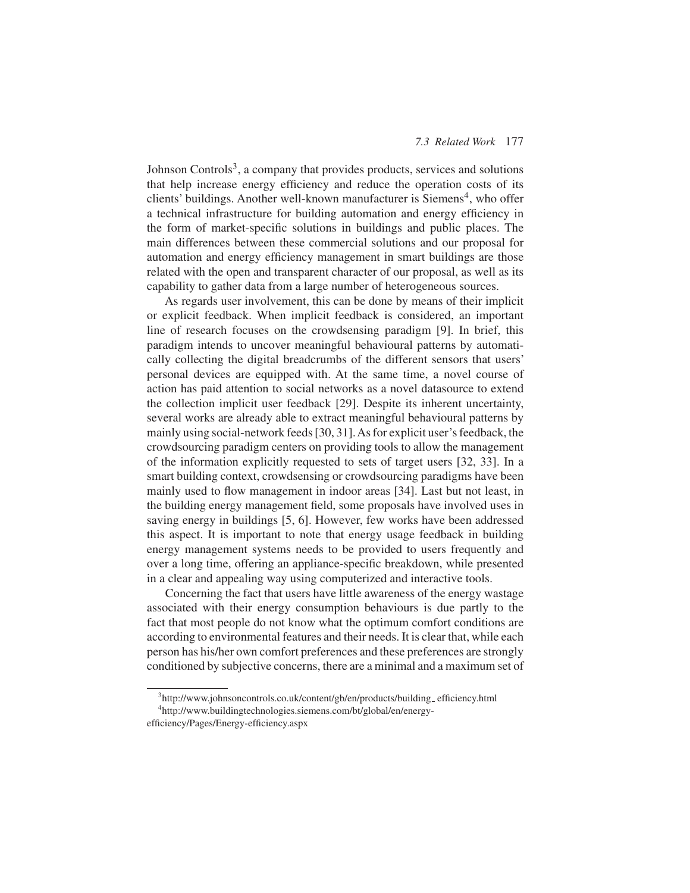Johnson Controls[3], a company that provides products, services and solutions that help increase energy efficiency and reduce the operation costs of its clients' buildings. Another well-known manufacturer is Siemens[4], who offer a technical infrastructure for building automation and energy efficiency in the form of market-specific solutions in buildings and public places. The main differences between these commercial solutions and our proposal for automation and energy efficiency management in smart buildings are those related with the open and transparent character of our proposal, as well as its capability to gather data from a large number of heterogeneous sources.

As regards user involvement, this can be done by means of their implicit or explicit feedback. When implicit feedback is considered, an important line of research focuses on the crowdsensing paradigm [9]. In brief, this paradigm intends to uncover meaningful behavioural patterns by automatically collecting the digital breadcrumbs of the different sensors that users' personal devices are equipped with. At the same time, a novel course of action has paid attention to social networks as a novel datasource to extend the collection implicit user feedback [29]. Despite its inherent uncertainty, several works are already able to extract meaningful behavioural patterns by mainly using social-network feeds [30, 31]. As for explicit user's feedback, the crowdsourcing paradigm centers on providing tools to allow the management of the information explicitly requested to sets of target users [32, 33]. In a smart building context, crowdsensing or crowdsourcing paradigms have been mainly used to flow management in indoor areas [34]. Last but not least, in the building energy management field, some proposals have involved uses in saving energy in buildings [5, 6]. However, few works have been addressed this aspect. It is important to note that energy usage feedback in building energy management systems needs to be provided to users frequently and over a long time, offering an appliance-specific breakdown, while presented in a clear and appealing way using computerized and interactive tools.

Concerning the fact that users have little awareness of the energy wastage associated with their energy consumption behaviours is due partly to the fact that most people do not know what the optimum comfort conditions are according to environmental features and their needs. It is clear that, while each person has his/her own comfort preferences and these preferences are strongly conditioned by subjective concerns, there are a minimal and a maximum set of

[3]http://www.johnsoncontrols.co.uk/content/gb/en/products/building_efficiency.html

[4]http://www.buildingtechnologies.siemens.com/bt/global/en/energy-efficiency/Pages/Energy-efficiency.aspx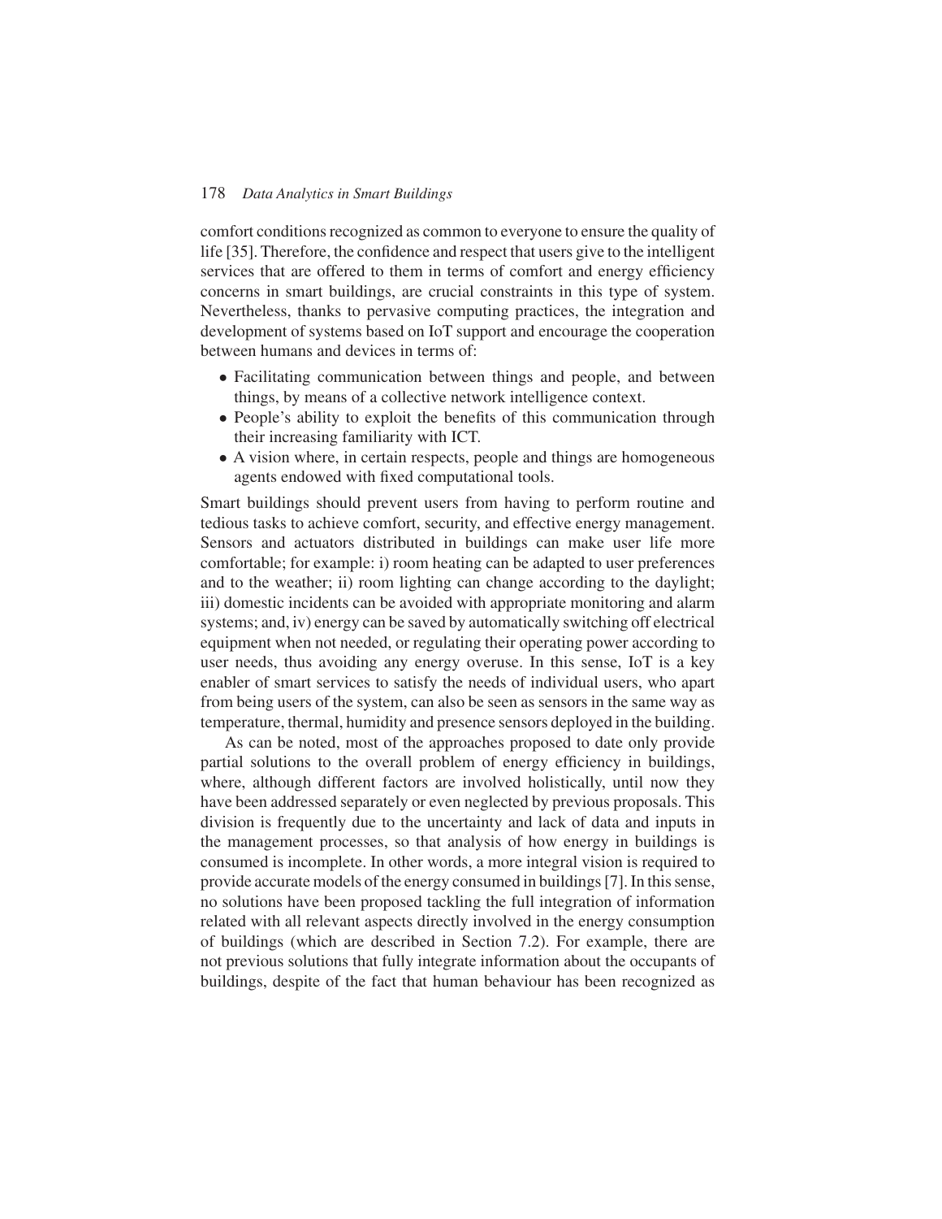comfort conditions recognized as common to everyone to ensure the quality of life [35]. Therefore, the confidence and respect that users give to the intelligent services that are offered to them in terms of comfort and energy efficiency concerns in smart buildings, are crucial constraints in this type of system. Nevertheless, thanks to pervasive computing practices, the integration and development of systems based on IoT support and encourage the cooperation between humans and devices in terms of:

- Facilitating communication between things and people, and between things, by means of a collective network intelligence context.
- People's ability to exploit the benefits of this communication through their increasing familiarity with ICT.
- A vision where, in certain respects, people and things are homogeneous agents endowed with fixed computational tools.

Smart buildings should prevent users from having to perform routine and tedious tasks to achieve comfort, security, and effective energy management. Sensors and actuators distributed in buildings can make user life more comfortable; for example: i) room heating can be adapted to user preferences and to the weather; ii) room lighting can change according to the daylight; iii) domestic incidents can be avoided with appropriate monitoring and alarm systems; and, iv) energy can be saved by automatically switching off electrical equipment when not needed, or regulating their operating power according to user needs, thus avoiding any energy overuse. In this sense, IoT is a key enabler of smart services to satisfy the needs of individual users, who apart from being users of the system, can also be seen as sensors in the same way as temperature, thermal, humidity and presence sensors deployed in the building.

As can be noted, most of the approaches proposed to date only provide partial solutions to the overall problem of energy efficiency in buildings, where, although different factors are involved holistically, until now they have been addressed separately or even neglected by previous proposals. This division is frequently due to the uncertainty and lack of data and inputs in the management processes, so that analysis of how energy in buildings is consumed is incomplete. In other words, a more integral vision is required to provide accurate models of the energy consumed in buildings [7]. In this sense, no solutions have been proposed tackling the full integration of information related with all relevant aspects directly involved in the energy consumption of buildings (which are described in Section 7.2). For example, there are not previous solutions that fully integrate information about the occupants of buildings, despite of the fact that human behaviour has been recognized as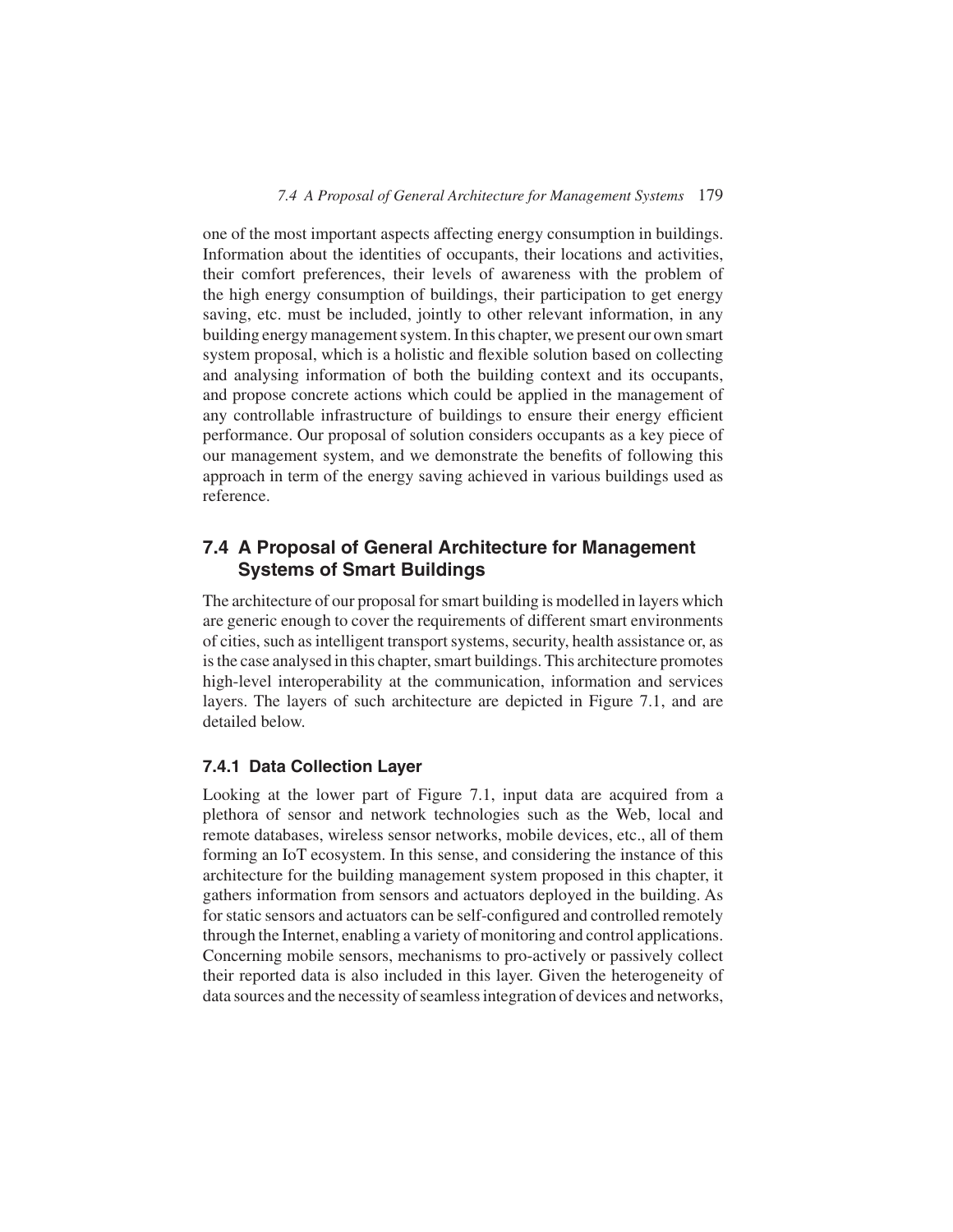one of the most important aspects affecting energy consumption in buildings. Information about the identities of occupants, their locations and activities, their comfort preferences, their levels of awareness with the problem of the high energy consumption of buildings, their participation to get energy saving, etc. must be included, jointly to other relevant information, in any building energy management system. In this chapter, we present our own smart system proposal, which is a holistic and flexible solution based on collecting and analysing information of both the building context and its occupants, and propose concrete actions which could be applied in the management of any controllable infrastructure of buildings to ensure their energy efficient performance. Our proposal of solution considers occupants as a key piece of our management system, and we demonstrate the benefits of following this approach in term of the energy saving achieved in various buildings used as reference.

## 7.4 A Proposal of General Architecture for Management Systems of Smart Buildings

The architecture of our proposal for smart building is modelled in layers which are generic enough to cover the requirements of different smart environments of cities, such as intelligent transport systems, security, health assistance or, as is the case analysed in this chapter, smart buildings. This architecture promotes high-level interoperability at the communication, information and services layers. The layers of such architecture are depicted in Figure 7.1, and are detailed below.

### 7.4.1 Data Collection Layer

Looking at the lower part of Figure 7.1, input data are acquired from a plethora of sensor and network technologies such as the Web, local and remote databases, wireless sensor networks, mobile devices, etc., all of them forming an IoT ecosystem. In this sense, and considering the instance of this architecture for the building management system proposed in this chapter, it gathers information from sensors and actuators deployed in the building. As for static sensors and actuators can be self-configured and controlled remotely through the Internet, enabling a variety of monitoring and control applications. Concerning mobile sensors, mechanisms to pro-actively or passively collect their reported data is also included in this layer. Given the heterogeneity of data sources and the necessity of seamless integration of devices and networks,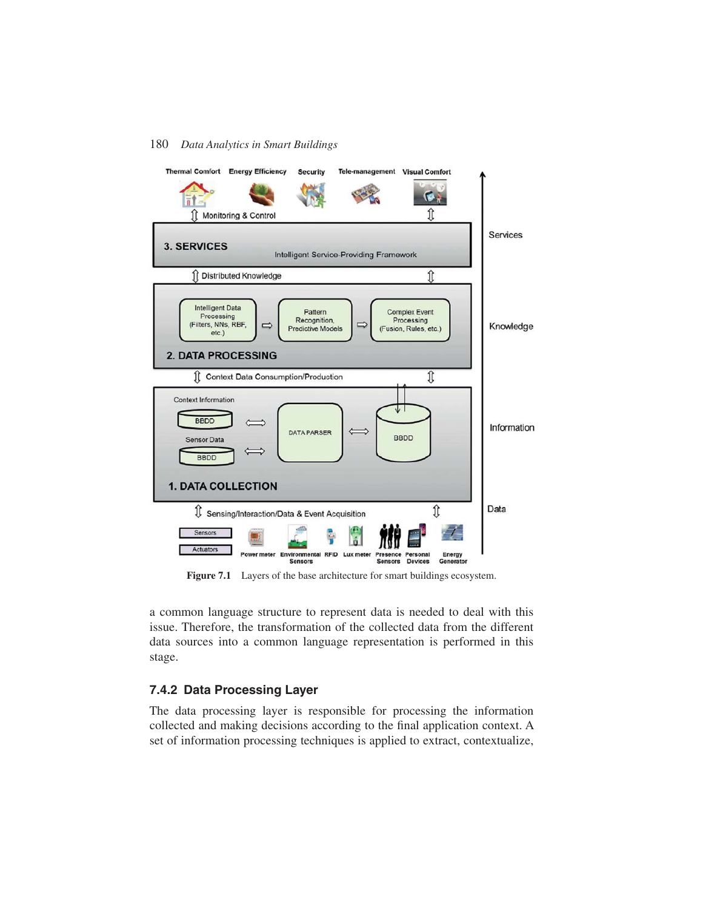Figure 7.1 Layers of the base architecture for smart buildings ecosystem.

a common language structure to represent data is needed to deal with this issue. Therefore, the transformation of the collected data from the different data sources into a common language representation is performed in this stage.

### 7.4.2 Data Processing Layer

The data processing layer is responsible for processing the information collected and making decisions according to the final application context. A set of information processing techniques is applied to extract, contextualize,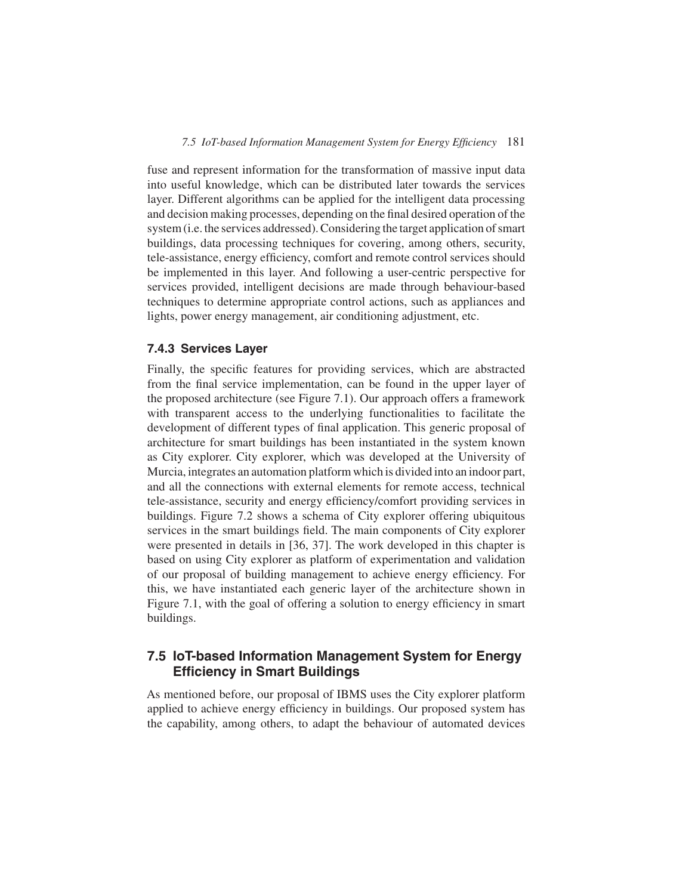fuse and represent information for the transformation of massive input data into useful knowledge, which can be distributed later towards the services layer. Different algorithms can be applied for the intelligent data processing and decision making processes, depending on the final desired operation of the system (i.e. the services addressed). Considering the target application of smart buildings, data processing techniques for covering, among others, security, tele-assistance, energy efficiency, comfort and remote control services should be implemented in this layer. And following a user-centric perspective for services provided, intelligent decisions are made through behaviour-based techniques to determine appropriate control actions, such as appliances and lights, power energy management, air conditioning adjustment, etc.

### 7.4.3 Services Layer

Finally, the specific features for providing services, which are abstracted from the final service implementation, can be found in the upper layer of the proposed architecture (see Figure 7.1). Our approach offers a framework with transparent access to the underlying functionalities to facilitate the development of different types of final application. This generic proposal of architecture for smart buildings has been instantiated in the system known as City explorer. City explorer, which was developed at the University of Murcia, integrates an automation platform which is divided into an indoor part, and all the connections with external elements for remote access, technical tele-assistance, security and energy efficiency/comfort providing services in buildings. Figure 7.2 shows a schema of City explorer offering ubiquitous services in the smart buildings field. The main components of City explorer were presented in details in [36, 37]. The work developed in this chapter is based on using City explorer as platform of experimentation and validation of our proposal of building management to achieve energy efficiency. For this, we have instantiated each generic layer of the architecture shown in Figure 7.1, with the goal of offering a solution to energy efficiency in smart buildings.

## 7.5 IoT-based Information Management System for Energy Efficiency in Smart Buildings

As mentioned before, our proposal of IBMS uses the City explorer platform applied to achieve energy efficiency in buildings. Our proposed system has the capability, among others, to adapt the behaviour of automated devices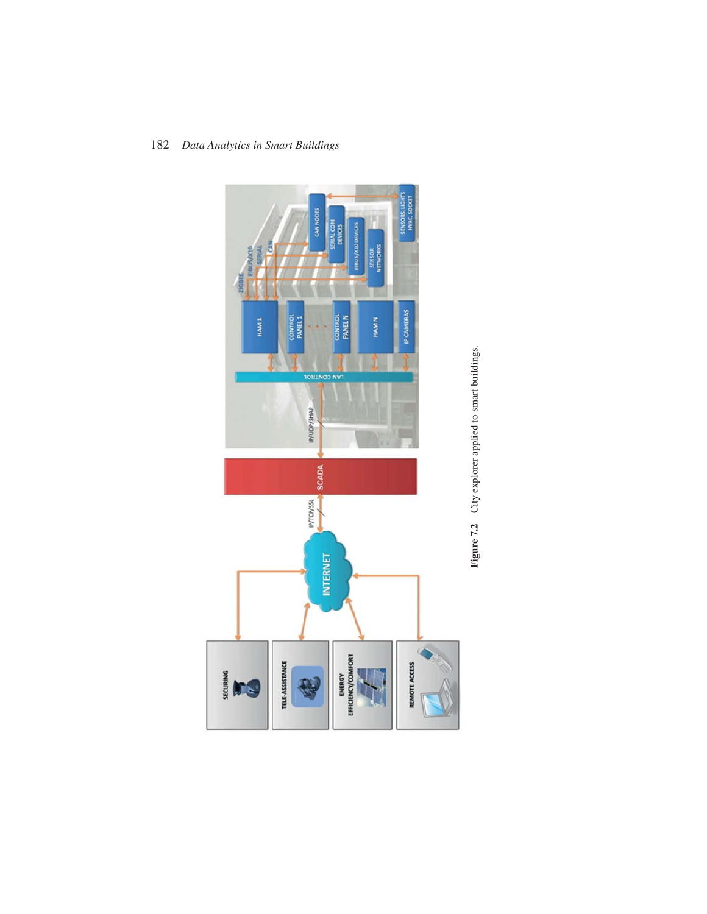**Figure 7.2** City explorer applied to smart buildings.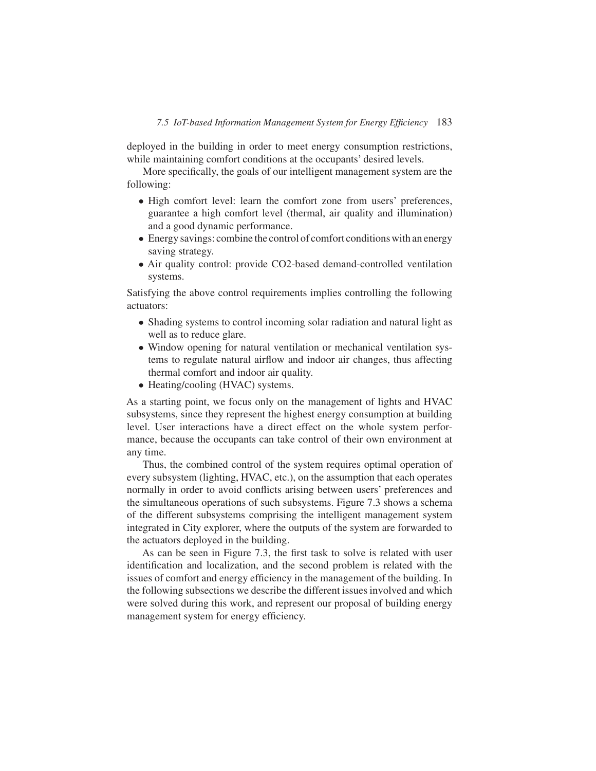deployed in the building in order to meet energy consumption restrictions, while maintaining comfort conditions at the occupants' desired levels.

More specifically, the goals of our intelligent management system are the following:

- High comfort level: learn the comfort zone from users' preferences, guarantee a high comfort level (thermal, air quality and illumination) and a good dynamic performance.
- Energy savings: combine the control of comfort conditions with an energy saving strategy.
- Air quality control: provide CO2-based demand-controlled ventilation systems.

Satisfying the above control requirements implies controlling the following actuators:

- Shading systems to control incoming solar radiation and natural light as well as to reduce glare.
- Window opening for natural ventilation or mechanical ventilation systems to regulate natural airflow and indoor air changes, thus affecting thermal comfort and indoor air quality.
- Heating/cooling (HVAC) systems.

As a starting point, we focus only on the management of lights and HVAC subsystems, since they represent the highest energy consumption at building level. User interactions have a direct effect on the whole system performance, because the occupants can take control of their own environment at any time.

Thus, the combined control of the system requires optimal operation of every subsystem (lighting, HVAC, etc.), on the assumption that each operates normally in order to avoid conflicts arising between users' preferences and the simultaneous operations of such subsystems. Figure 7.3 shows a schema of the different subsystems comprising the intelligent management system integrated in City explorer, where the outputs of the system are forwarded to the actuators deployed in the building.

As can be seen in Figure 7.3, the first task to solve is related with user identification and localization, and the second problem is related with the issues of comfort and energy efficiency in the management of the building. In the following subsections we describe the different issues involved and which were solved during this work, and represent our proposal of building energy management system for energy efficiency.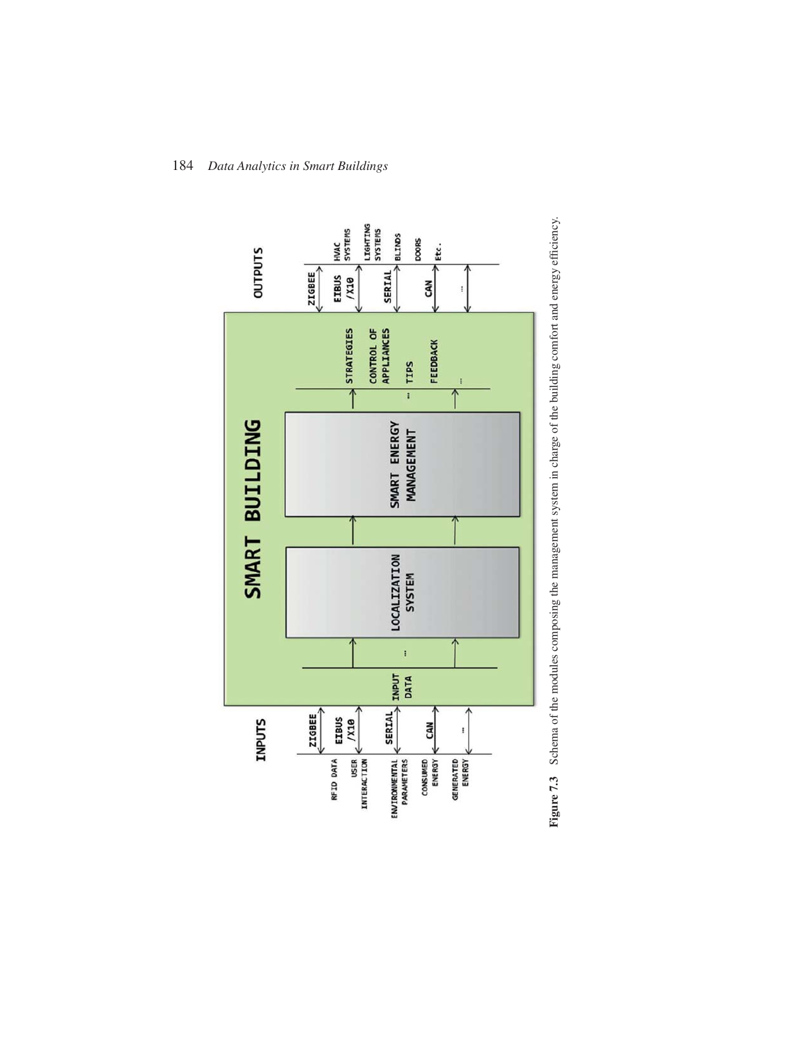**Figure 7.3** Schema of the modules composing the management system in charge of the building comfort and energy efficiency.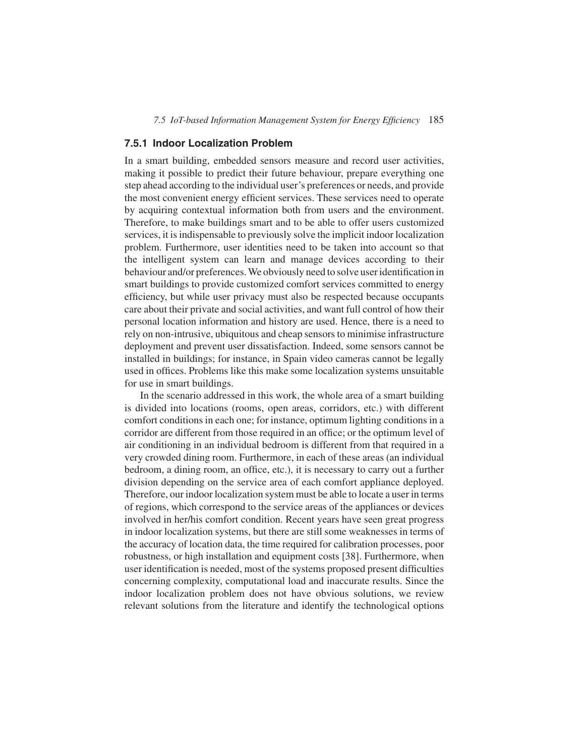### 7.5.1 Indoor Localization Problem

In a smart building, embedded sensors measure and record user activities, making it possible to predict their future behaviour, prepare everything one step ahead according to the individual user's preferences or needs, and provide the most convenient energy efficient services. These services need to operate by acquiring contextual information both from users and the environment. Therefore, to make buildings smart and to be able to offer users customized services, it is indispensable to previously solve the implicit indoor localization problem. Furthermore, user identities need to be taken into account so that the intelligent system can learn and manage devices according to their behaviour and/or preferences. We obviously need to solve user identification in smart buildings to provide customized comfort services committed to energy efficiency, but while user privacy must also be respected because occupants care about their private and social activities, and want full control of how their personal location information and history are used. Hence, there is a need to rely on non-intrusive, ubiquitous and cheap sensors to minimise infrastructure deployment and prevent user dissatisfaction. Indeed, some sensors cannot be installed in buildings; for instance, in Spain video cameras cannot be legally used in offices. Problems like this make some localization systems unsuitable for use in smart buildings.

In the scenario addressed in this work, the whole area of a smart building is divided into locations (rooms, open areas, corridors, etc.) with different comfort conditions in each one; for instance, optimum lighting conditions in a corridor are different from those required in an office; or the optimum level of air conditioning in an individual bedroom is different from that required in a very crowded dining room. Furthermore, in each of these areas (an individual bedroom, a dining room, an office, etc.), it is necessary to carry out a further division depending on the service area of each comfort appliance deployed. Therefore, our indoor localization system must be able to locate a user in terms of regions, which correspond to the service areas of the appliances or devices involved in her/his comfort condition. Recent years have seen great progress in indoor localization systems, but there are still some weaknesses in terms of the accuracy of location data, the time required for calibration processes, poor robustness, or high installation and equipment costs [38]. Furthermore, when user identification is needed, most of the systems proposed present difficulties concerning complexity, computational load and inaccurate results. Since the indoor localization problem does not have obvious solutions, we review relevant solutions from the literature and identify the technological options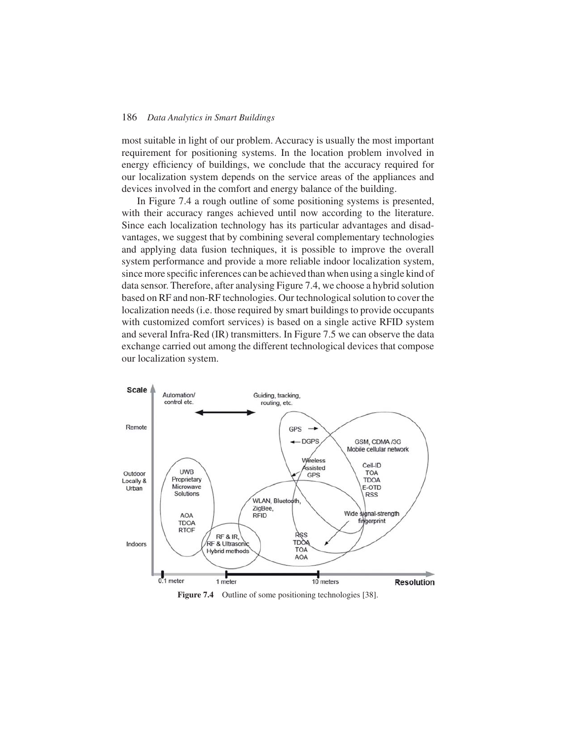most suitable in light of our problem. Accuracy is usually the most important requirement for positioning systems. In the location problem involved in energy efficiency of buildings, we conclude that the accuracy required for our localization system depends on the service areas of the appliances and devices involved in the comfort and energy balance of the building.

In Figure 7.4 a rough outline of some positioning systems is presented, with their accuracy ranges achieved until now according to the literature. Since each localization technology has its particular advantages and disadvantages, we suggest that by combining several complementary technologies and applying data fusion techniques, it is possible to improve the overall system performance and provide a more reliable indoor localization system, since more specific inferences can be achieved than when using a single kind of data sensor. Therefore, after analysing Figure 7.4, we choose a hybrid solution based on RF and non-RF technologies. Our technological solution to cover the localization needs (i.e. those required by smart buildings to provide occupants with customized comfort services) is based on a single active RFID system and several Infra-Red (IR) transmitters. In Figure 7.5 we can observe the data exchange carried out among the different technological devices that compose our localization system.

**Figure 7.4** Outline of some positioning technologies [38].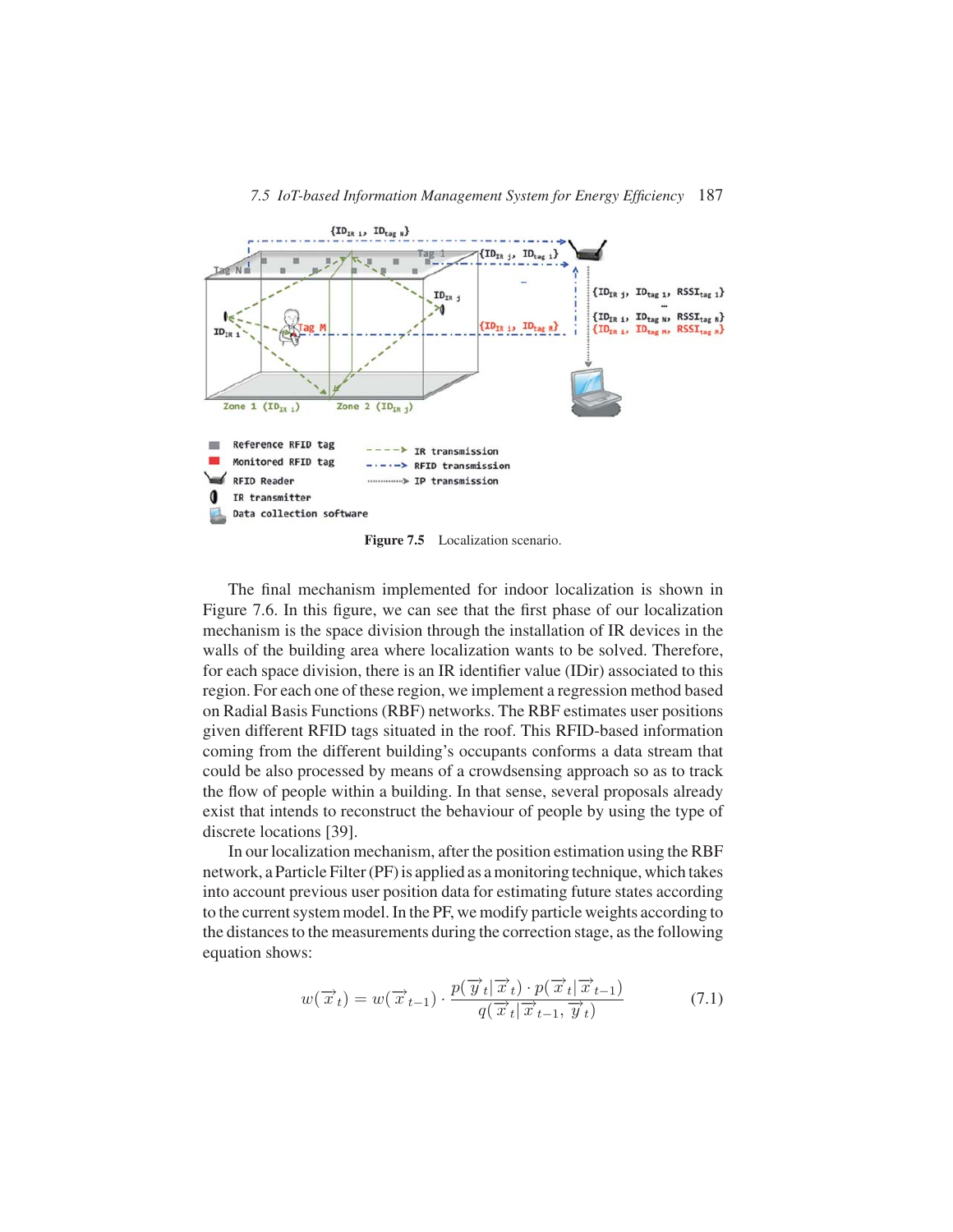Figure 7.5 Localization scenario.

The final mechanism implemented for indoor localization is shown in Figure 7.6. In this figure, we can see that the first phase of our localization mechanism is the space division through the installation of IR devices in the walls of the building area where localization wants to be solved. Therefore, for each space division, there is an IR identifier value (IDir) associated to this region. For each one of these region, we implement a regression method based on Radial Basis Functions (RBF) networks. The RBF estimates user positions given different RFID tags situated in the roof. This RFID-based information coming from the different building's occupants conforms a data stream that could be also processed by means of a crowdsensing approach so as to track the flow of people within a building. In that sense, several proposals already exist that intends to reconstruct the behaviour of people by using the type of discrete locations [39].

In our localization mechanism, after the position estimation using the RBF network, a Particle Filter (PF) is applied as a monitoring technique, which takes into account previous user position data for estimating future states according to the current system model. In the PF, we modify particle weights according to the distances to the measurements during the correction stage, as the following equation shows:

$$w(\overrightarrow{x}_t) = w(\overrightarrow{x}_{t-1}) \cdot \frac{p(\overrightarrow{y}_t|\overrightarrow{x}_t) \cdot p(\overrightarrow{x}_t|\overrightarrow{x}_{t-1})}{q(\overrightarrow{x}_t|\overrightarrow{x}_{t-1}, \overrightarrow{y}_t)} \tag{7.1}$$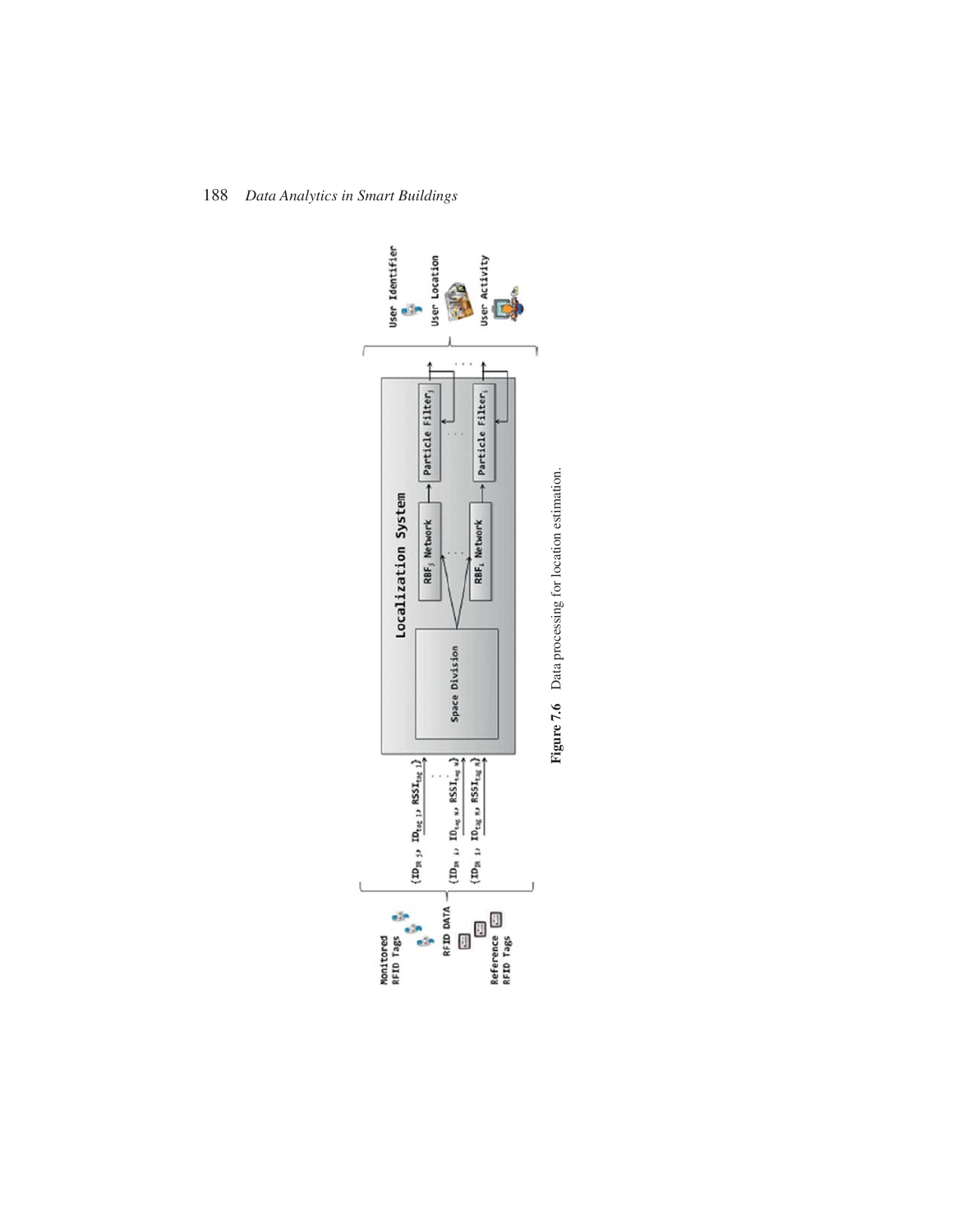**Figure 7.6** Data processing for location estimation.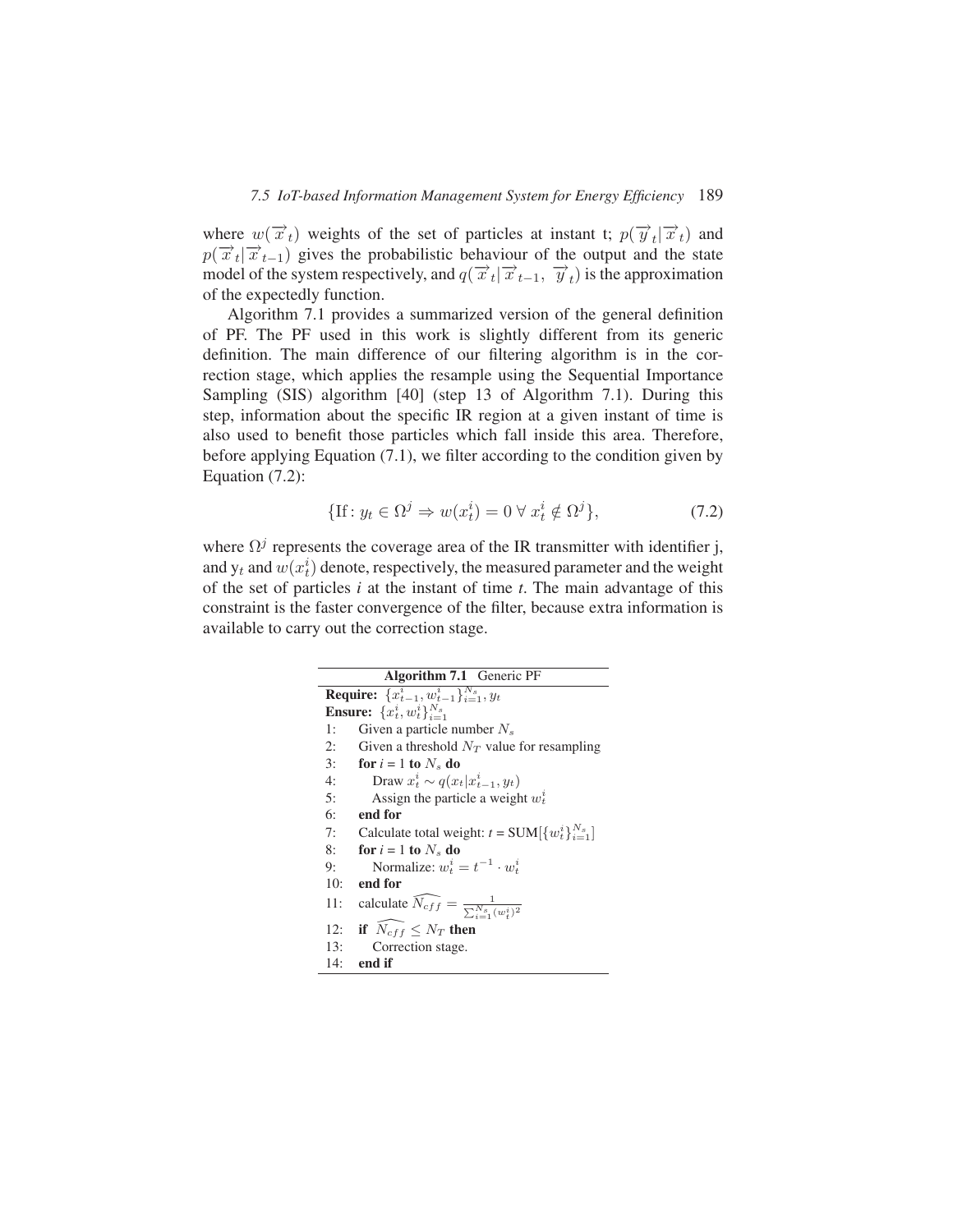where $w(\overrightarrow{x}_t)$ weights of the set of particles at instant t; $p(\overrightarrow{y}_t|\overrightarrow{x}_t)$ and $p(\overrightarrow{x}_t|\overrightarrow{x}_{t-1})$ gives the probabilistic behaviour of the output and the state model of the system respectively, and $q(\overrightarrow{x}_t|\overrightarrow{x}_{t-1},\ \overrightarrow{y}_t)$ is the approximation of the expectedly function.

Algorithm 7.1 provides a summarized version of the general definition of PF. The PF used in this work is slightly different from its generic definition. The main difference of our filtering algorithm is in the correction stage, which applies the resample using the Sequential Importance Sampling (SIS) algorithm [40] (step 13 of Algorithm 7.1). During this step, information about the specific IR region at a given instant of time is also used to benefit those particles which fall inside this area. Therefore, before applying Equation (7.1), we filter according to the condition given by Equation (7.2):

$$\{\text{If}: y_t \in \Omega^j \Rightarrow w(x_t^i) = 0 \ \forall \ x_t^i \notin \Omega^j\}, \tag{7.2}$$

where $\Omega^j$ represents the coverage area of the IR transmitter with identifier j, and $y_t$ and $w(x_t^i)$ denote, respectively, the measured parameter and the weight of the set of particles *i* at the instant of time *t*. The main advantage of this constraint is the faster convergence of the filter, because extra information is available to carry out the correction stage.

**Algorithm 7.1** Generic PF

**Require:** $\{x_{t-1}^i, w_{t-1}^i\}_{i=1}^{N_s}, y_t$
**Ensure:** $\{x_t^i, w_t^i\}_{i=1}^{N_s}$

```
1:  Given a particle number N_s
2:  Given a threshold N_T value for resampling
3:  for i = 1 to N_s do
4:      Draw x_t^i ~ q(x_t | x_{t-1}^i, y_t)
5:      Assign the particle a weight w_t^i
6:  end for
7:  Calculate total weight: t = SUM[{w_t^i}_{i=1}^{N_s}]
8:  for i = 1 to N_s do
9:      Normalize: w_t^i = t^{-1} · w_t^i
10: end for
11: calculate N_cff^ = 1 / sum_{i=1}^{N_s} (w_t^i)^2
12: if N_cff^ <= N_T then
13:     Correction stage.
14: end if
```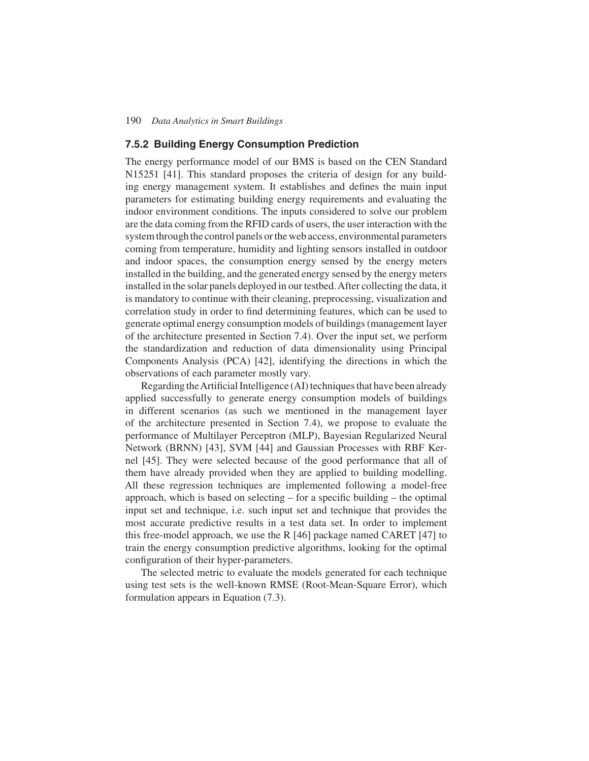### 7.5.2 Building Energy Consumption Prediction

The energy performance model of our BMS is based on the CEN Standard N15251 [41]. This standard proposes the criteria of design for any building energy management system. It establishes and defines the main input parameters for estimating building energy requirements and evaluating the indoor environment conditions. The inputs considered to solve our problem are the data coming from the RFID cards of users, the user interaction with the system through the control panels or the web access, environmental parameters coming from temperature, humidity and lighting sensors installed in outdoor and indoor spaces, the consumption energy sensed by the energy meters installed in the building, and the generated energy sensed by the energy meters installed in the solar panels deployed in our testbed. After collecting the data, it is mandatory to continue with their cleaning, preprocessing, visualization and correlation study in order to find determining features, which can be used to generate optimal energy consumption models of buildings (management layer of the architecture presented in Section 7.4). Over the input set, we perform the standardization and reduction of data dimensionality using Principal Components Analysis (PCA) [42], identifying the directions in which the observations of each parameter mostly vary.

Regarding the Artificial Intelligence (AI) techniques that have been already applied successfully to generate energy consumption models of buildings in different scenarios (as such we mentioned in the management layer of the architecture presented in Section 7.4), we propose to evaluate the performance of Multilayer Perceptron (MLP), Bayesian Regularized Neural Network (BRNN) [43], SVM [44] and Gaussian Processes with RBF Kernel [45]. They were selected because of the good performance that all of them have already provided when they are applied to building modelling. All these regression techniques are implemented following a model-free approach, which is based on selecting – for a specific building – the optimal input set and technique, i.e. such input set and technique that provides the most accurate predictive results in a test data set. In order to implement this free-model approach, we use the R [46] package named CARET [47] to train the energy consumption predictive algorithms, looking for the optimal configuration of their hyper-parameters.

The selected metric to evaluate the models generated for each technique using test sets is the well-known RMSE (Root-Mean-Square Error), which formulation appears in Equation (7.3).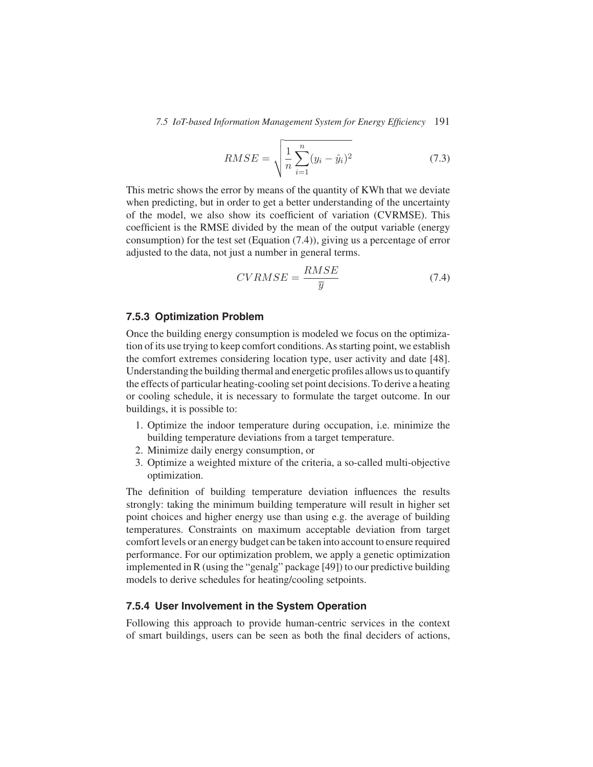$$RMSE = \sqrt{\frac{1}{n}\sum_{i=1}^{n}(y_i - \hat{y}_i)^2} \tag{7.3}$$

This metric shows the error by means of the quantity of KWh that we deviate when predicting, but in order to get a better understanding of the uncertainty of the model, we also show its coefficient of variation (CVRMSE). This coefficient is the RMSE divided by the mean of the output variable (energy consumption) for the test set (Equation (7.4)), giving us a percentage of error adjusted to the data, not just a number in general terms.

$$CVRMSE = \frac{RMSE}{\overline{y}} \tag{7.4}$$

### 7.5.3 Optimization Problem

Once the building energy consumption is modeled we focus on the optimization of its use trying to keep comfort conditions. As starting point, we establish the comfort extremes considering location type, user activity and date [48]. Understanding the building thermal and energetic profiles allows us to quantify the effects of particular heating-cooling set point decisions. To derive a heating or cooling schedule, it is necessary to formulate the target outcome. In our buildings, it is possible to:

1. Optimize the indoor temperature during occupation, i.e. minimize the building temperature deviations from a target temperature.
2. Minimize daily energy consumption, or
3. Optimize a weighted mixture of the criteria, a so-called multi-objective optimization.

The definition of building temperature deviation influences the results strongly: taking the minimum building temperature will result in higher set point choices and higher energy use than using e.g. the average of building temperatures. Constraints on maximum acceptable deviation from target comfort levels or an energy budget can be taken into account to ensure required performance. For our optimization problem, we apply a genetic optimization implemented in R (using the "genalg" package [49]) to our predictive building models to derive schedules for heating/cooling setpoints.

### 7.5.4 User Involvement in the System Operation

Following this approach to provide human-centric services in the context of smart buildings, users can be seen as both the final deciders of actions,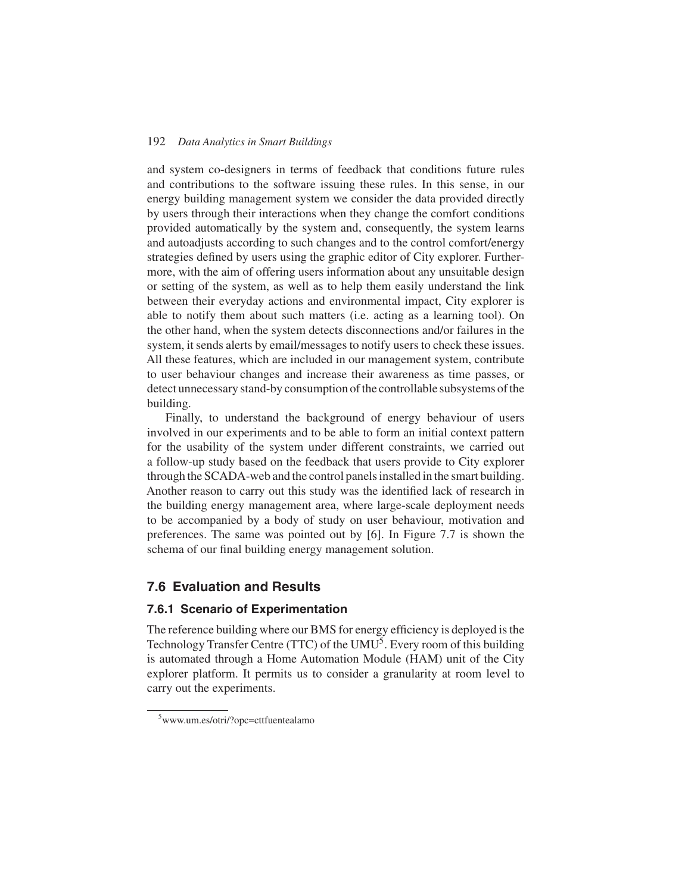and system co-designers in terms of feedback that conditions future rules and contributions to the software issuing these rules. In this sense, in our energy building management system we consider the data provided directly by users through their interactions when they change the comfort conditions provided automatically by the system and, consequently, the system learns and autoadjusts according to such changes and to the control comfort/energy strategies defined by users using the graphic editor of City explorer. Furthermore, with the aim of offering users information about any unsuitable design or setting of the system, as well as to help them easily understand the link between their everyday actions and environmental impact, City explorer is able to notify them about such matters (i.e. acting as a learning tool). On the other hand, when the system detects disconnections and/or failures in the system, it sends alerts by email/messages to notify users to check these issues. All these features, which are included in our management system, contribute to user behaviour changes and increase their awareness as time passes, or detect unnecessary stand-by consumption of the controllable subsystems of the building.

Finally, to understand the background of energy behaviour of users involved in our experiments and to be able to form an initial context pattern for the usability of the system under different constraints, we carried out a follow-up study based on the feedback that users provide to City explorer through the SCADA-web and the control panels installed in the smart building. Another reason to carry out this study was the identified lack of research in the building energy management area, where large-scale deployment needs to be accompanied by a body of study on user behaviour, motivation and preferences. The same was pointed out by [6]. In Figure 7.7 is shown the schema of our final building energy management solution.

## 7.6 Evaluation and Results

### 7.6.1 Scenario of Experimentation

The reference building where our BMS for energy efficiency is deployed is the Technology Transfer Centre (TTC) of the UMU[5]. Every room of this building is automated through a Home Automation Module (HAM) unit of the City explorer platform. It permits us to consider a granularity at room level to carry out the experiments.

[5] www.um.es/otri/?opc=cttfuentealamo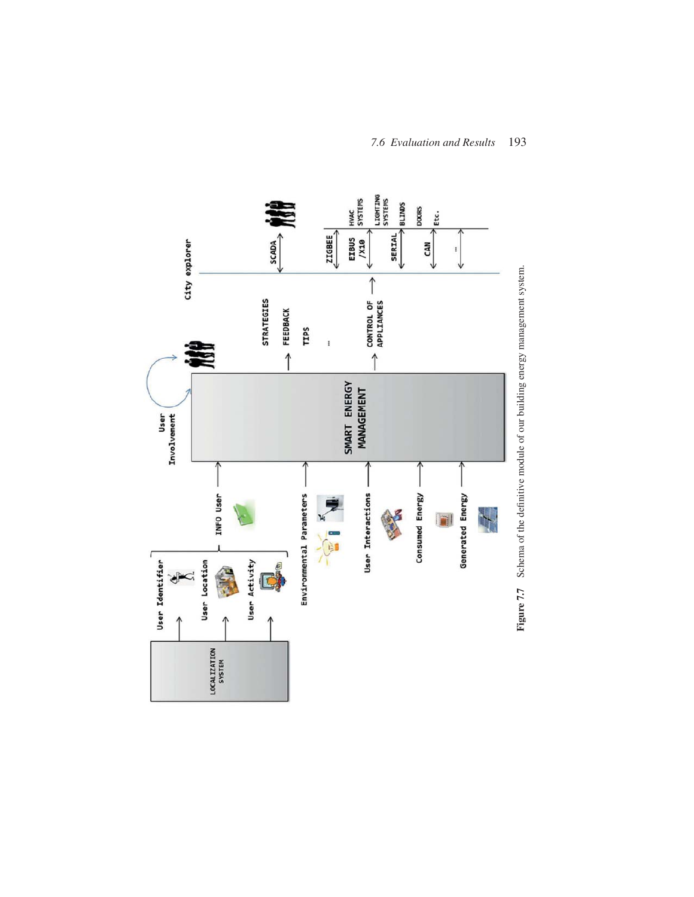**Figure 7.7** Schema of the definitive module of our building energy management system.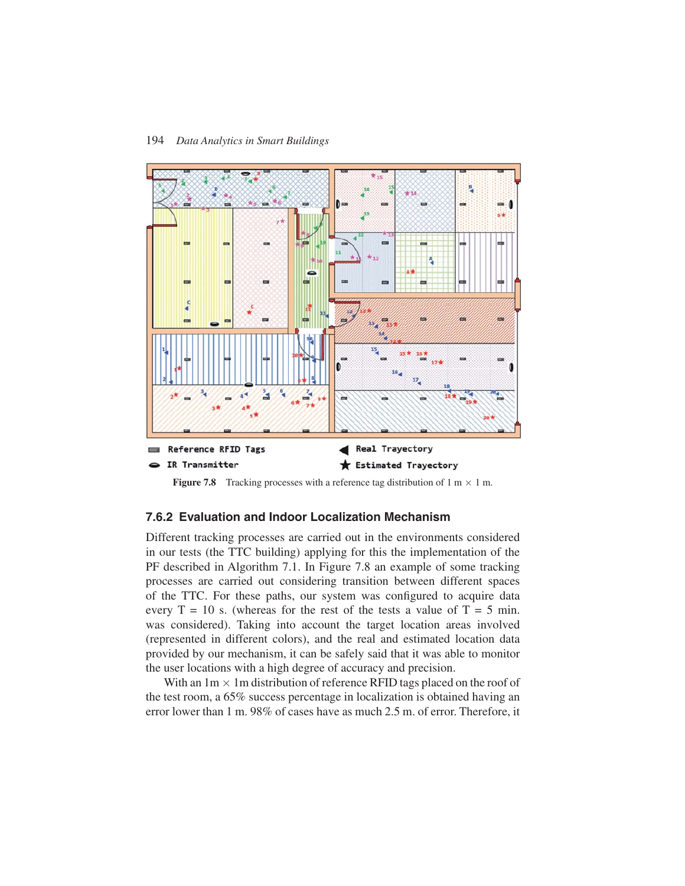Figure 7.8 Tracking processes with a reference tag distribution of 1 m × 1 m.

### 7.6.2 Evaluation and Indoor Localization Mechanism

Different tracking processes are carried out in the environments considered in our tests (the TTC building) applying for this the implementation of the PF described in Algorithm 7.1. In Figure 7.8 an example of some tracking processes are carried out considering transition between different spaces of the TTC. For these paths, our system was configured to acquire data every T = 10 s. (whereas for the rest of the tests a value of T = 5 min. was considered). Taking into account the target location areas involved (represented in different colors), and the real and estimated location data provided by our mechanism, it can be safely said that it was able to monitor the user locations with a high degree of accuracy and precision.

With an 1m × 1m distribution of reference RFID tags placed on the roof of the test room, a 65% success percentage in localization is obtained having an error lower than 1 m. 98% of cases have as much 2.5 m. of error. Therefore, it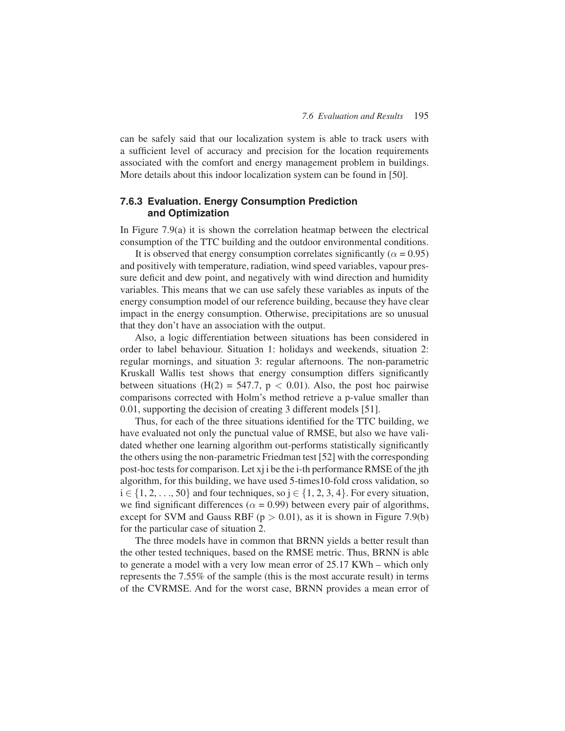can be safely said that our localization system is able to track users with a sufficient level of accuracy and precision for the location requirements associated with the comfort and energy management problem in buildings. More details about this indoor localization system can be found in [50].

### 7.6.3 Evaluation. Energy Consumption Prediction and Optimization

In Figure 7.9(a) it is shown the correlation heatmap between the electrical consumption of the TTC building and the outdoor environmental conditions.

It is observed that energy consumption correlates significantly ($\alpha = 0.95$) and positively with temperature, radiation, wind speed variables, vapour pressure deficit and dew point, and negatively with wind direction and humidity variables. This means that we can use safely these variables as inputs of the energy consumption model of our reference building, because they have clear impact in the energy consumption. Otherwise, precipitations are so unusual that they don't have an association with the output.

Also, a logic differentiation between situations has been considered in order to label behaviour. Situation 1: holidays and weekends, situation 2: regular mornings, and situation 3: regular afternoons. The non-parametric Kruskall Wallis test shows that energy consumption differs significantly between situations ($H(2) = 547.7$, $p < 0.01$). Also, the post hoc pairwise comparisons corrected with Holm's method retrieve a p-value smaller than 0.01, supporting the decision of creating 3 different models [51].

Thus, for each of the three situations identified for the TTC building, we have evaluated not only the punctual value of RMSE, but also we have validated whether one learning algorithm out-performs statistically significantly the others using the non-parametric Friedman test [52] with the corresponding post-hoc tests for comparison. Let $x_j$ i be the i-th performance RMSE of the jth algorithm, for this building, we have used 5-times10-fold cross validation, so $i \in \{1, 2, \ldots, 50\}$ and four techniques, so $j \in \{1, 2, 3, 4\}$. For every situation, we find significant differences ($\alpha = 0.99$) between every pair of algorithms, except for SVM and Gauss RBF ($p > 0.01$), as it is shown in Figure 7.9(b) for the particular case of situation 2.

The three models have in common that BRNN yields a better result than the other tested techniques, based on the RMSE metric. Thus, BRNN is able to generate a model with a very low mean error of 25.17 KWh – which only represents the 7.55% of the sample (this is the most accurate result) in terms of the CVRMSE. And for the worst case, BRNN provides a mean error of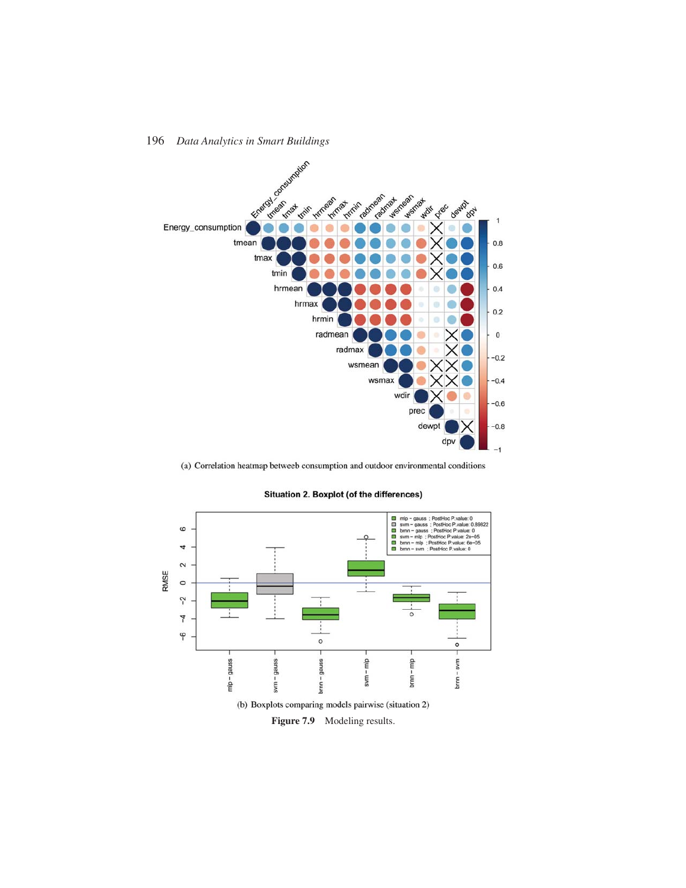(a) Correlation heatmap betweeb consumption and outdoor environmental conditions

(b) Boxplots comparing models pairwise (situation 2)

**Figure 7.9** Modeling results.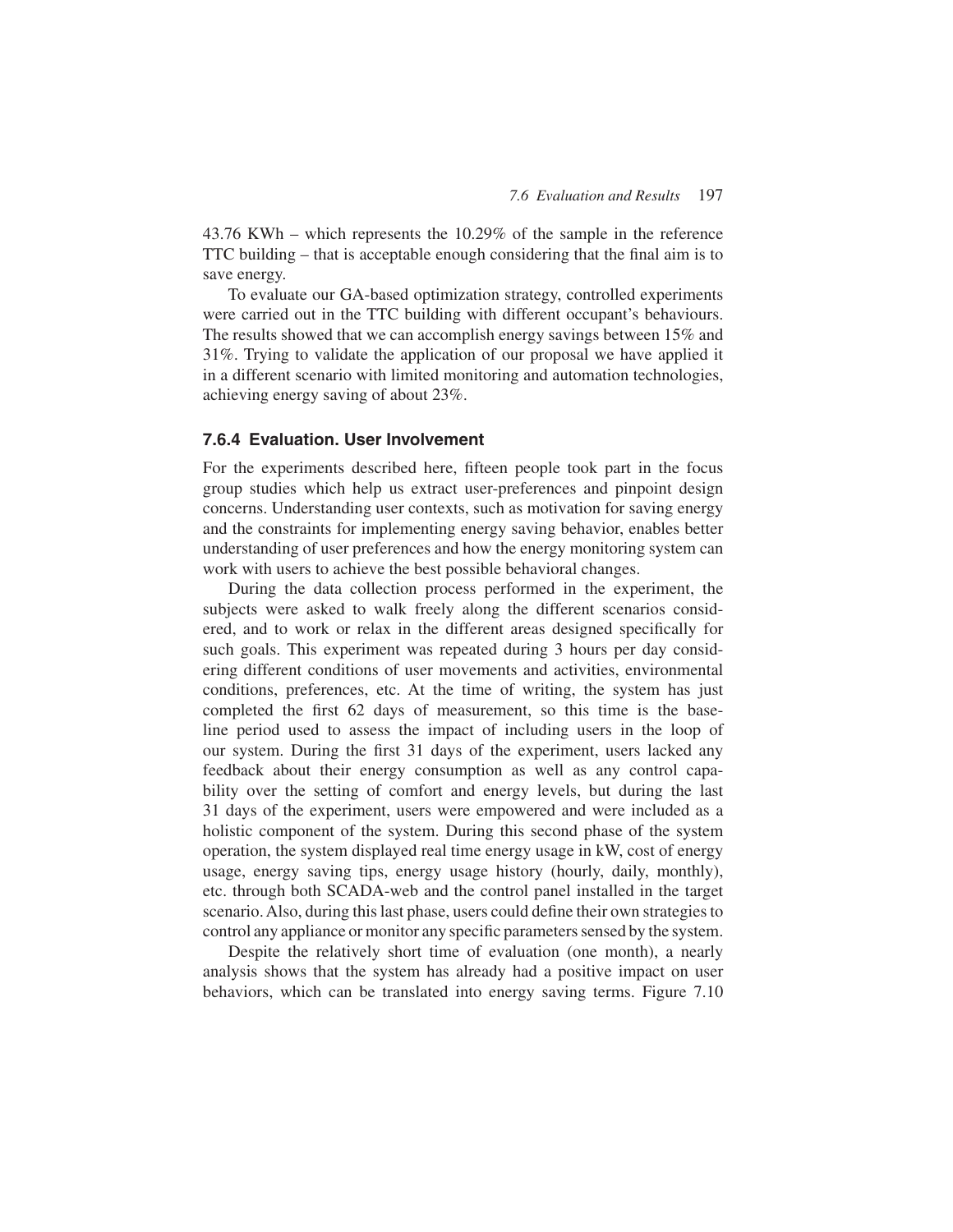43.76 KWh – which represents the 10.29% of the sample in the reference TTC building – that is acceptable enough considering that the final aim is to save energy.

To evaluate our GA-based optimization strategy, controlled experiments were carried out in the TTC building with different occupant's behaviours. The results showed that we can accomplish energy savings between 15% and 31%. Trying to validate the application of our proposal we have applied it in a different scenario with limited monitoring and automation technologies, achieving energy saving of about 23%.

### 7.6.4 Evaluation. User Involvement

For the experiments described here, fifteen people took part in the focus group studies which help us extract user-preferences and pinpoint design concerns. Understanding user contexts, such as motivation for saving energy and the constraints for implementing energy saving behavior, enables better understanding of user preferences and how the energy monitoring system can work with users to achieve the best possible behavioral changes.

During the data collection process performed in the experiment, the subjects were asked to walk freely along the different scenarios considered, and to work or relax in the different areas designed specifically for such goals. This experiment was repeated during 3 hours per day considering different conditions of user movements and activities, environmental conditions, preferences, etc. At the time of writing, the system has just completed the first 62 days of measurement, so this time is the baseline period used to assess the impact of including users in the loop of our system. During the first 31 days of the experiment, users lacked any feedback about their energy consumption as well as any control capability over the setting of comfort and energy levels, but during the last 31 days of the experiment, users were empowered and were included as a holistic component of the system. During this second phase of the system operation, the system displayed real time energy usage in kW, cost of energy usage, energy saving tips, energy usage history (hourly, daily, monthly), etc. through both SCADA-web and the control panel installed in the target scenario. Also, during this last phase, users could define their own strategies to control any appliance or monitor any specific parameters sensed by the system.

Despite the relatively short time of evaluation (one month), a nearly analysis shows that the system has already had a positive impact on user behaviors, which can be translated into energy saving terms. Figure 7.10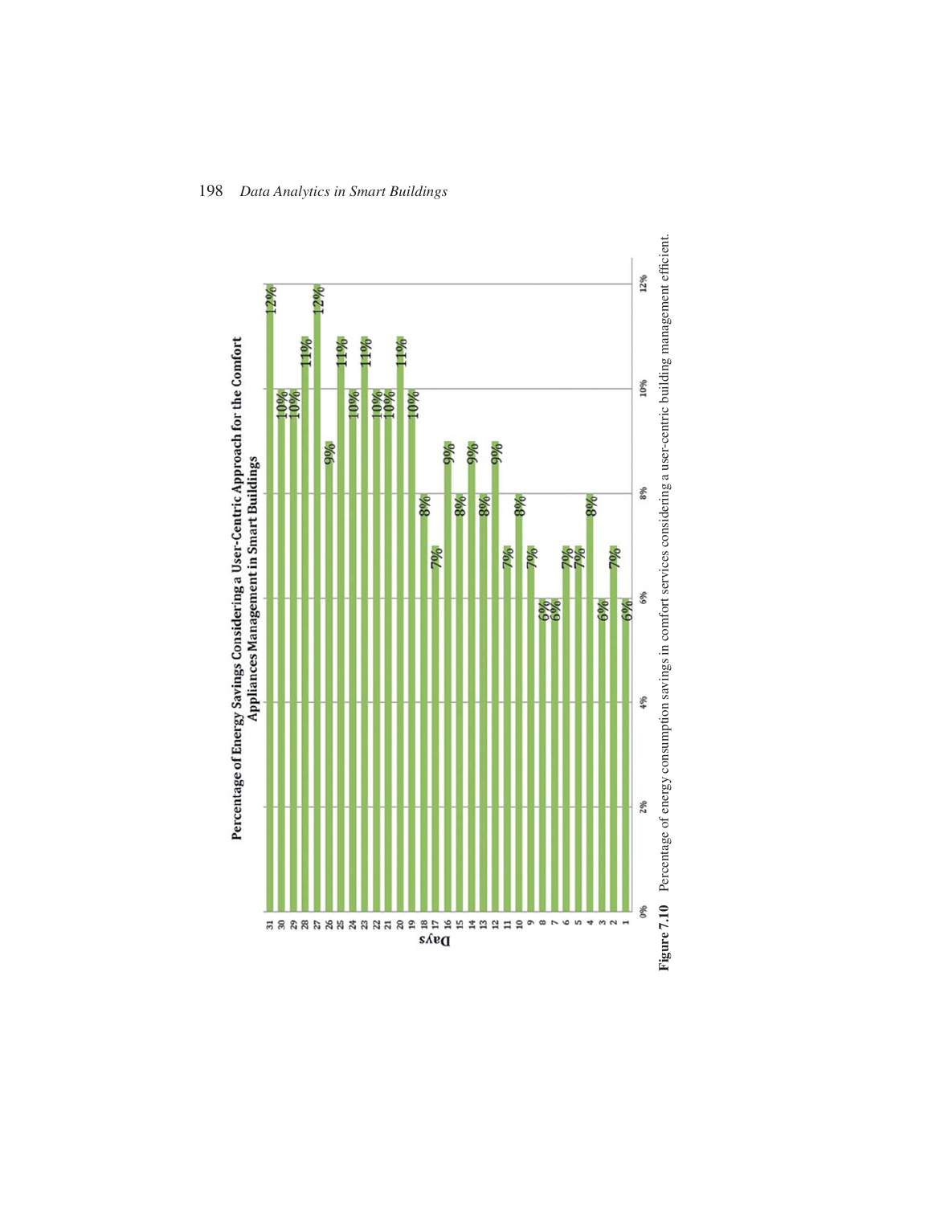**Percentage of Energy Savings Considering a User-Centric Approach for the Comfort Appliances Management in Smart Buildings**

| Days | Percentage |
|---|---|
| 31 | 12% |
| 30 | 10% |
| 29 | 10% |
| 28 | 11% |
| 27 | 12% |
| 26 | 9% |
| 25 | 11% |
| 24 | 10% |
| 23 | 11% |
| 22 | 10% |
| 21 | 10% |
| 20 | 11% |
| 19 | 10% |
| 18 | 8% |
| 17 | 7% |
| 16 | 9% |
| 15 | 8% |
| 14 | 9% |
| 13 | 8% |
| 12 | 9% |
| 11 | 7% |
| 10 | 8% |
| 9 | 7% |
| 8 | 6% |
| 7 | 6% |
| 6 | 7% |
| 5 | 7% |
| 4 | 8% |
| 3 | 6% |
| 2 | 7% |
| 1 | 6% |

**Figure 7.10** Percentage of energy consumption savings in comfort services considering a user-centric building management efficient.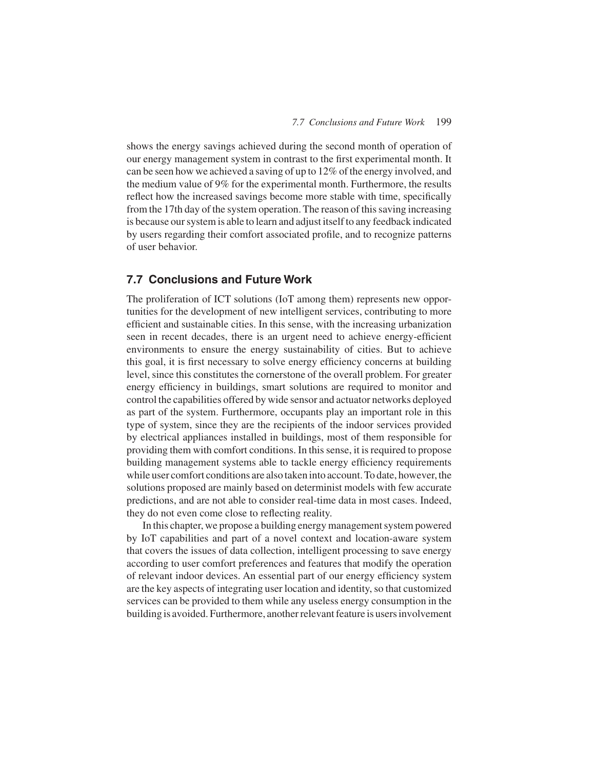shows the energy savings achieved during the second month of operation of our energy management system in contrast to the first experimental month. It can be seen how we achieved a saving of up to 12% of the energy involved, and the medium value of 9% for the experimental month. Furthermore, the results reflect how the increased savings become more stable with time, specifically from the 17th day of the system operation. The reason of this saving increasing is because our system is able to learn and adjust itself to any feedback indicated by users regarding their comfort associated profile, and to recognize patterns of user behavior.

## 7.7 Conclusions and Future Work

The proliferation of ICT solutions (IoT among them) represents new opportunities for the development of new intelligent services, contributing to more efficient and sustainable cities. In this sense, with the increasing urbanization seen in recent decades, there is an urgent need to achieve energy-efficient environments to ensure the energy sustainability of cities. But to achieve this goal, it is first necessary to solve energy efficiency concerns at building level, since this constitutes the cornerstone of the overall problem. For greater energy efficiency in buildings, smart solutions are required to monitor and control the capabilities offered by wide sensor and actuator networks deployed as part of the system. Furthermore, occupants play an important role in this type of system, since they are the recipients of the indoor services provided by electrical appliances installed in buildings, most of them responsible for providing them with comfort conditions. In this sense, it is required to propose building management systems able to tackle energy efficiency requirements while user comfort conditions are also taken into account. To date, however, the solutions proposed are mainly based on determinist models with few accurate predictions, and are not able to consider real-time data in most cases. Indeed, they do not even come close to reflecting reality.

In this chapter, we propose a building energy management system powered by IoT capabilities and part of a novel context and location-aware system that covers the issues of data collection, intelligent processing to save energy according to user comfort preferences and features that modify the operation of relevant indoor devices. An essential part of our energy efficiency system are the key aspects of integrating user location and identity, so that customized services can be provided to them while any useless energy consumption in the building is avoided. Furthermore, another relevant feature is users involvement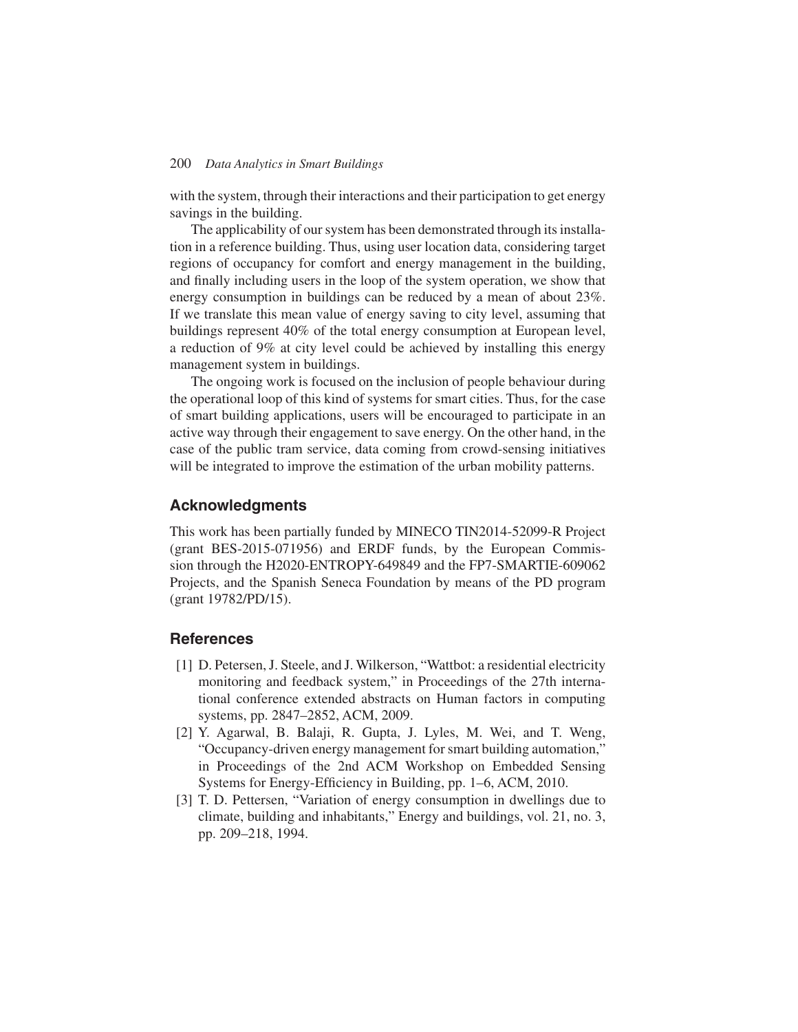with the system, through their interactions and their participation to get energy savings in the building.

The applicability of our system has been demonstrated through its installation in a reference building. Thus, using user location data, considering target regions of occupancy for comfort and energy management in the building, and finally including users in the loop of the system operation, we show that energy consumption in buildings can be reduced by a mean of about 23%. If we translate this mean value of energy saving to city level, assuming that buildings represent 40% of the total energy consumption at European level, a reduction of 9% at city level could be achieved by installing this energy management system in buildings.

The ongoing work is focused on the inclusion of people behaviour during the operational loop of this kind of systems for smart cities. Thus, for the case of smart building applications, users will be encouraged to participate in an active way through their engagement to save energy. On the other hand, in the case of the public tram service, data coming from crowd-sensing initiatives will be integrated to improve the estimation of the urban mobility patterns.

## Acknowledgments

This work has been partially funded by MINECO TIN2014-52099-R Project (grant BES-2015-071956) and ERDF funds, by the European Commission through the H2020-ENTROPY-649849 and the FP7-SMARTIE-609062 Projects, and the Spanish Seneca Foundation by means of the PD program (grant 19782/PD/15).

## References

[1] D. Petersen, J. Steele, and J. Wilkerson, "Wattbot: a residential electricity monitoring and feedback system," in Proceedings of the 27th international conference extended abstracts on Human factors in computing systems, pp. 2847–2852, ACM, 2009.

[2] Y. Agarwal, B. Balaji, R. Gupta, J. Lyles, M. Wei, and T. Weng, "Occupancy-driven energy management for smart building automation," in Proceedings of the 2nd ACM Workshop on Embedded Sensing Systems for Energy-Efficiency in Building, pp. 1–6, ACM, 2010.

[3] T. D. Pettersen, "Variation of energy consumption in dwellings due to climate, building and inhabitants," Energy and buildings, vol. 21, no. 3, pp. 209–218, 1994.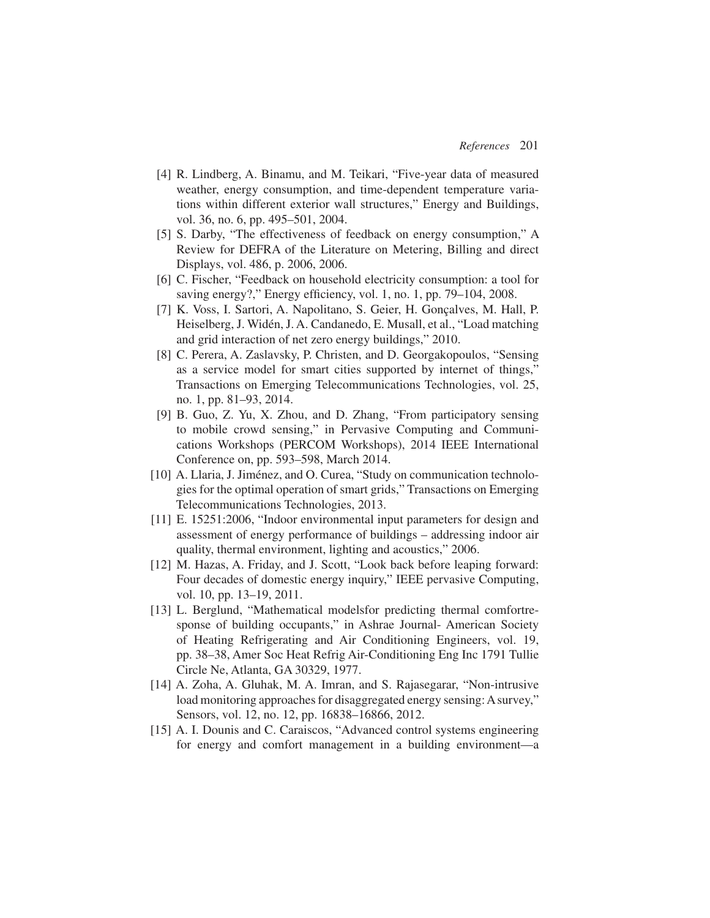[4] R. Lindberg, A. Binamu, and M. Teikari, "Five-year data of measured weather, energy consumption, and time-dependent temperature variations within different exterior wall structures," Energy and Buildings, vol. 36, no. 6, pp. 495–501, 2004.

[5] S. Darby, "The effectiveness of feedback on energy consumption," A Review for DEFRA of the Literature on Metering, Billing and direct Displays, vol. 486, p. 2006, 2006.

[6] C. Fischer, "Feedback on household electricity consumption: a tool for saving energy?," Energy efficiency, vol. 1, no. 1, pp. 79–104, 2008.

[7] K. Voss, I. Sartori, A. Napolitano, S. Geier, H. Gonçalves, M. Hall, P. Heiselberg, J. Widén, J. A. Candanedo, E. Musall, et al., "Load matching and grid interaction of net zero energy buildings," 2010.

[8] C. Perera, A. Zaslavsky, P. Christen, and D. Georgakopoulos, "Sensing as a service model for smart cities supported by internet of things," Transactions on Emerging Telecommunications Technologies, vol. 25, no. 1, pp. 81–93, 2014.

[9] B. Guo, Z. Yu, X. Zhou, and D. Zhang, "From participatory sensing to mobile crowd sensing," in Pervasive Computing and Communications Workshops (PERCOM Workshops), 2014 IEEE International Conference on, pp. 593–598, March 2014.

[10] A. Llaria, J. Jiménez, and O. Curea, "Study on communication technologies for the optimal operation of smart grids," Transactions on Emerging Telecommunications Technologies, 2013.

[11] E. 15251:2006, "Indoor environmental input parameters for design and assessment of energy performance of buildings – addressing indoor air quality, thermal environment, lighting and acoustics," 2006.

[12] M. Hazas, A. Friday, and J. Scott, "Look back before leaping forward: Four decades of domestic energy inquiry," IEEE pervasive Computing, vol. 10, pp. 13–19, 2011.

[13] L. Berglund, "Mathematical modelsfor predicting thermal comfortresponse of building occupants," in Ashrae Journal- American Society of Heating Refrigerating and Air Conditioning Engineers, vol. 19, pp. 38–38, Amer Soc Heat Refrig Air-Conditioning Eng Inc 1791 Tullie Circle Ne, Atlanta, GA 30329, 1977.

[14] A. Zoha, A. Gluhak, M. A. Imran, and S. Rajasegarar, "Non-intrusive load monitoring approaches for disaggregated energy sensing: A survey," Sensors, vol. 12, no. 12, pp. 16838–16866, 2012.

[15] A. I. Dounis and C. Caraiscos, "Advanced control systems engineering for energy and comfort management in a building environment—a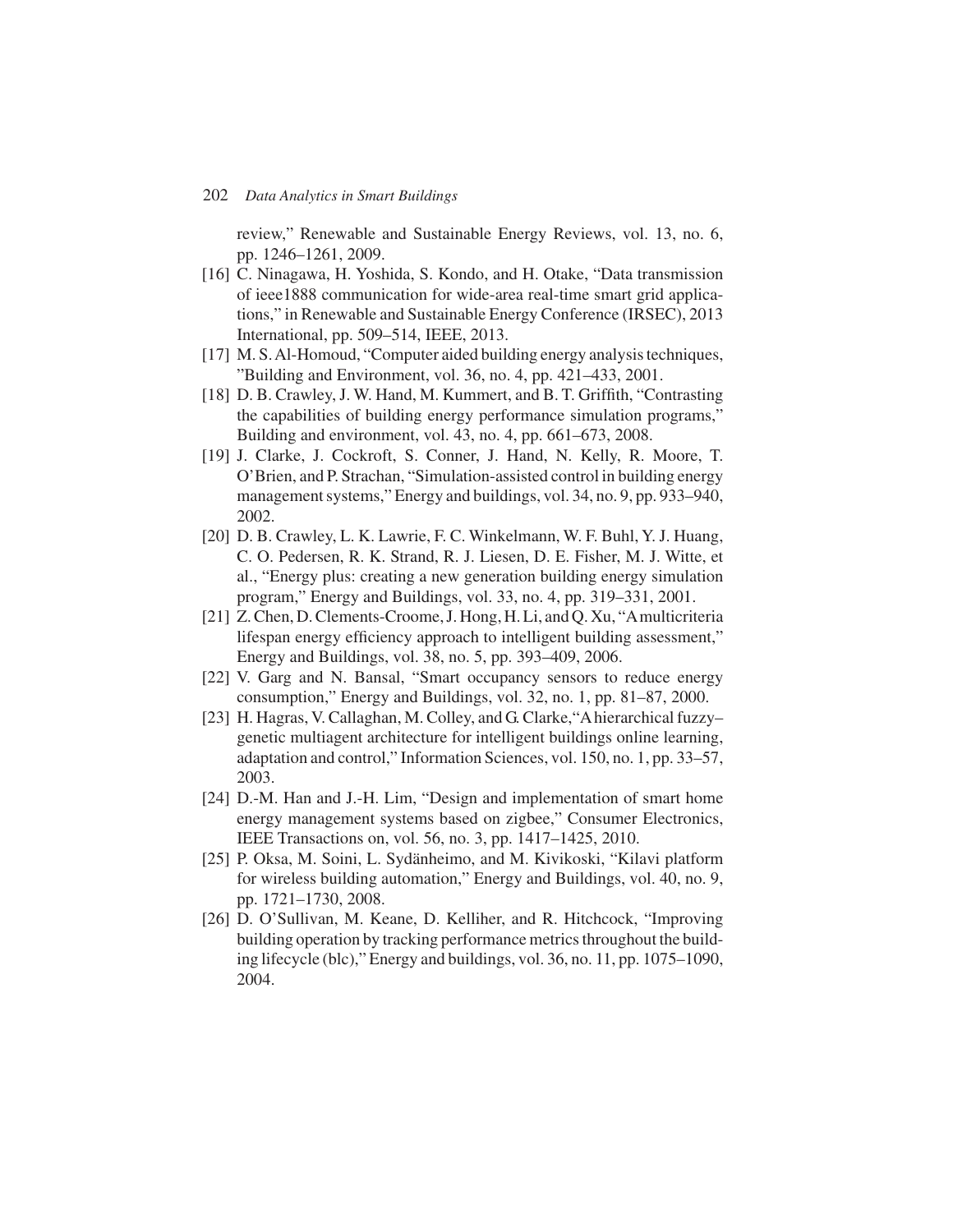review," Renewable and Sustainable Energy Reviews, vol. 13, no. 6, pp. 1246–1261, 2009.

[16] C. Ninagawa, H. Yoshida, S. Kondo, and H. Otake, "Data transmission of ieee1888 communication for wide-area real-time smart grid applications," in Renewable and Sustainable Energy Conference (IRSEC), 2013 International, pp. 509–514, IEEE, 2013.

[17] M. S. Al-Homoud, "Computer aided building energy analysis techniques, "Building and Environment, vol. 36, no. 4, pp. 421–433, 2001.

[18] D. B. Crawley, J. W. Hand, M. Kummert, and B. T. Griffith, "Contrasting the capabilities of building energy performance simulation programs," Building and environment, vol. 43, no. 4, pp. 661–673, 2008.

[19] J. Clarke, J. Cockroft, S. Conner, J. Hand, N. Kelly, R. Moore, T. O'Brien, and P. Strachan, "Simulation-assisted control in building energy management systems," Energy and buildings, vol. 34, no. 9, pp. 933–940, 2002.

[20] D. B. Crawley, L. K. Lawrie, F. C. Winkelmann, W. F. Buhl, Y. J. Huang, C. O. Pedersen, R. K. Strand, R. J. Liesen, D. E. Fisher, M. J. Witte, et al., "Energy plus: creating a new generation building energy simulation program," Energy and Buildings, vol. 33, no. 4, pp. 319–331, 2001.

[21] Z. Chen, D. Clements-Croome, J. Hong, H. Li, and Q. Xu, "A multicriteria lifespan energy efficiency approach to intelligent building assessment," Energy and Buildings, vol. 38, no. 5, pp. 393–409, 2006.

[22] V. Garg and N. Bansal, "Smart occupancy sensors to reduce energy consumption," Energy and Buildings, vol. 32, no. 1, pp. 81–87, 2000.

[23] H. Hagras, V. Callaghan, M. Colley, and G. Clarke,"A hierarchical fuzzy–genetic multiagent architecture for intelligent buildings online learning, adaptation and control," Information Sciences, vol. 150, no. 1, pp. 33–57, 2003.

[24] D.-M. Han and J.-H. Lim, "Design and implementation of smart home energy management systems based on zigbee," Consumer Electronics, IEEE Transactions on, vol. 56, no. 3, pp. 1417–1425, 2010.

[25] P. Oksa, M. Soini, L. Sydänheimo, and M. Kivikoski, "Kilavi platform for wireless building automation," Energy and Buildings, vol. 40, no. 9, pp. 1721–1730, 2008.

[26] D. O'Sullivan, M. Keane, D. Kelliher, and R. Hitchcock, "Improving building operation by tracking performance metrics throughout the building lifecycle (blc)," Energy and buildings, vol. 36, no. 11, pp. 1075–1090, 2004.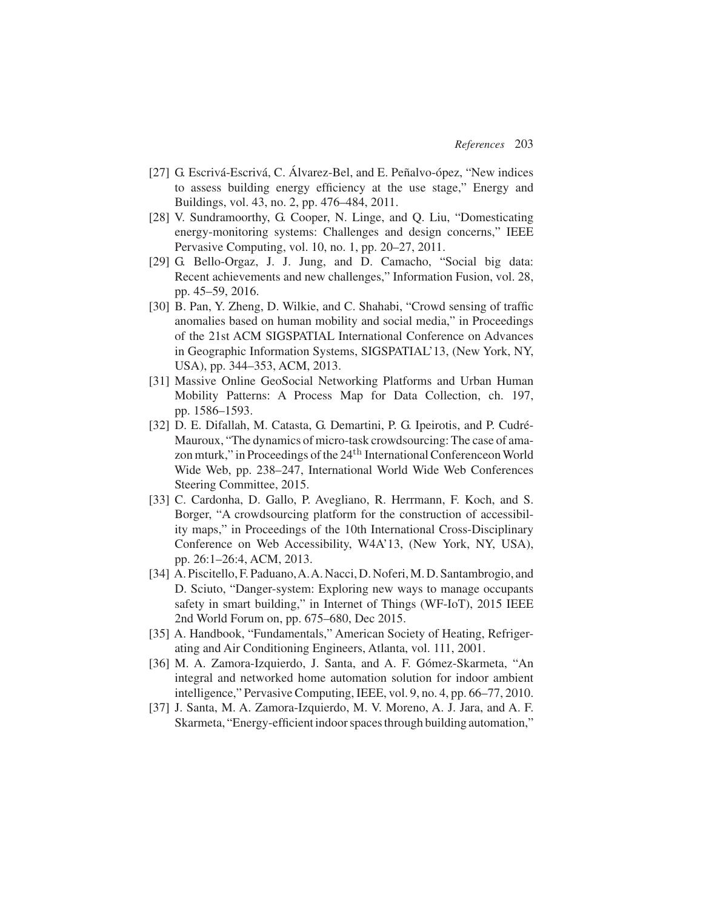[27] G. Escrivá-Escrivá, C. Álvarez-Bel, and E. Peñalvo-ópez, "New indices to assess building energy efficiency at the use stage," Energy and Buildings, vol. 43, no. 2, pp. 476–484, 2011.

[28] V. Sundramoorthy, G. Cooper, N. Linge, and Q. Liu, "Domesticating energy-monitoring systems: Challenges and design concerns," IEEE Pervasive Computing, vol. 10, no. 1, pp. 20–27, 2011.

[29] G. Bello-Orgaz, J. J. Jung, and D. Camacho, "Social big data: Recent achievements and new challenges," Information Fusion, vol. 28, pp. 45–59, 2016.

[30] B. Pan, Y. Zheng, D. Wilkie, and C. Shahabi, "Crowd sensing of traffic anomalies based on human mobility and social media," in Proceedings of the 21st ACM SIGSPATIAL International Conference on Advances in Geographic Information Systems, SIGSPATIAL'13, (New York, NY, USA), pp. 344–353, ACM, 2013.

[31] Massive Online GeoSocial Networking Platforms and Urban Human Mobility Patterns: A Process Map for Data Collection, ch. 197, pp. 1586–1593.

[32] D. E. Difallah, M. Catasta, G. Demartini, P. G. Ipeirotis, and P. Cudré-Mauroux, "The dynamics of micro-task crowdsourcing: The case of amazon mturk," in Proceedings of the 24$^{\text{th}}$ International Conferenceon World Wide Web, pp. 238–247, International World Wide Web Conferences Steering Committee, 2015.

[33] C. Cardonha, D. Gallo, P. Avegliano, R. Herrmann, F. Koch, and S. Borger, "A crowdsourcing platform for the construction of accessibility maps," in Proceedings of the 10th International Cross-Disciplinary Conference on Web Accessibility, W4A'13, (New York, NY, USA), pp. 26:1–26:4, ACM, 2013.

[34] A. Piscitello, F. Paduano, A. A. Nacci, D. Noferi, M. D. Santambrogio, and D. Sciuto, "Danger-system: Exploring new ways to manage occupants safety in smart building," in Internet of Things (WF-IoT), 2015 IEEE 2nd World Forum on, pp. 675–680, Dec 2015.

[35] A. Handbook, "Fundamentals," American Society of Heating, Refrigerating and Air Conditioning Engineers, Atlanta, vol. 111, 2001.

[36] M. A. Zamora-Izquierdo, J. Santa, and A. F. Gómez-Skarmeta, "An integral and networked home automation solution for indoor ambient intelligence," Pervasive Computing, IEEE, vol. 9, no. 4, pp. 66–77, 2010.

[37] J. Santa, M. A. Zamora-Izquierdo, M. V. Moreno, A. J. Jara, and A. F. Skarmeta, "Energy-efficient indoor spaces through building automation,"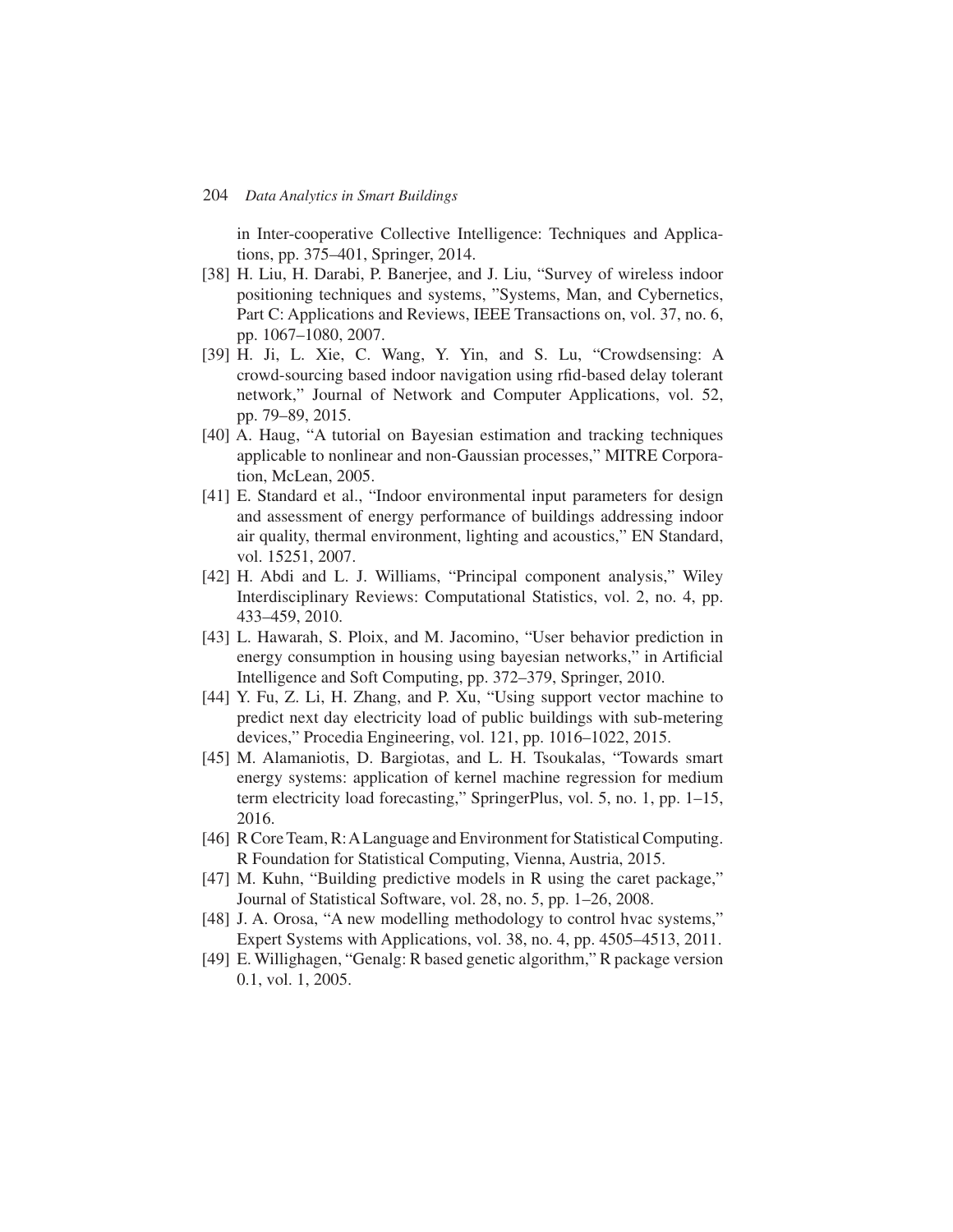in Inter-cooperative Collective Intelligence: Techniques and Applications, pp. 375–401, Springer, 2014.

[38] H. Liu, H. Darabi, P. Banerjee, and J. Liu, "Survey of wireless indoor positioning techniques and systems, "Systems, Man, and Cybernetics, Part C: Applications and Reviews, IEEE Transactions on, vol. 37, no. 6, pp. 1067–1080, 2007.

[39] H. Ji, L. Xie, C. Wang, Y. Yin, and S. Lu, "Crowdsensing: A crowd-sourcing based indoor navigation using rfid-based delay tolerant network," Journal of Network and Computer Applications, vol. 52, pp. 79–89, 2015.

[40] A. Haug, "A tutorial on Bayesian estimation and tracking techniques applicable to nonlinear and non-Gaussian processes," MITRE Corporation, McLean, 2005.

[41] E. Standard et al., "Indoor environmental input parameters for design and assessment of energy performance of buildings addressing indoor air quality, thermal environment, lighting and acoustics," EN Standard, vol. 15251, 2007.

[42] H. Abdi and L. J. Williams, "Principal component analysis," Wiley Interdisciplinary Reviews: Computational Statistics, vol. 2, no. 4, pp. 433–459, 2010.

[43] L. Hawarah, S. Ploix, and M. Jacomino, "User behavior prediction in energy consumption in housing using bayesian networks," in Artificial Intelligence and Soft Computing, pp. 372–379, Springer, 2010.

[44] Y. Fu, Z. Li, H. Zhang, and P. Xu, "Using support vector machine to predict next day electricity load of public buildings with sub-metering devices," Procedia Engineering, vol. 121, pp. 1016–1022, 2015.

[45] M. Alamaniotis, D. Bargiotas, and L. H. Tsoukalas, "Towards smart energy systems: application of kernel machine regression for medium term electricity load forecasting," SpringerPlus, vol. 5, no. 1, pp. 1–15, 2016.

[46] R Core Team, R: A Language and Environment for Statistical Computing. R Foundation for Statistical Computing, Vienna, Austria, 2015.

[47] M. Kuhn, "Building predictive models in R using the caret package," Journal of Statistical Software, vol. 28, no. 5, pp. 1–26, 2008.

[48] J. A. Orosa, "A new modelling methodology to control hvac systems," Expert Systems with Applications, vol. 38, no. 4, pp. 4505–4513, 2011.

[49] E. Willighagen, "Genalg: R based genetic algorithm," R package version 0.1, vol. 1, 2005.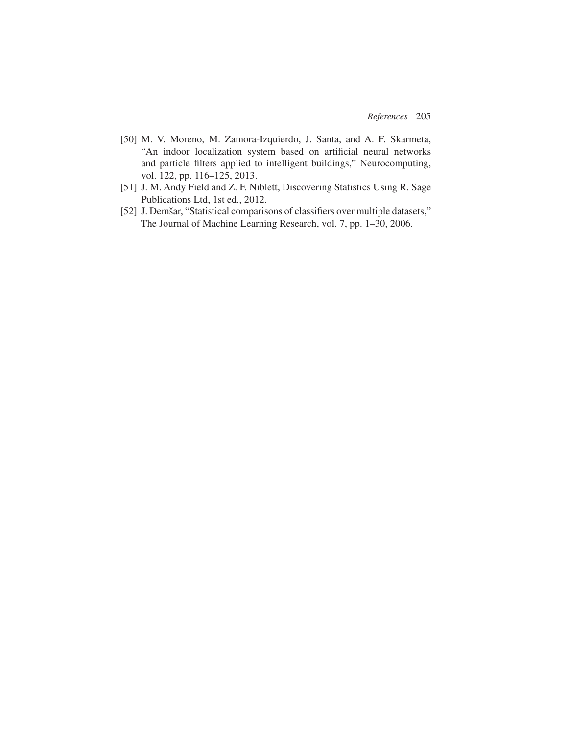[50] M. V. Moreno, M. Zamora-Izquierdo, J. Santa, and A. F. Skarmeta, "An indoor localization system based on artificial neural networks and particle filters applied to intelligent buildings," Neurocomputing, vol. 122, pp. 116–125, 2013.

[51] J. M. Andy Field and Z. F. Niblett, Discovering Statistics Using R. Sage Publications Ltd, 1st ed., 2012.

[52] J. Demšar, "Statistical comparisons of classifiers over multiple datasets," The Journal of Machine Learning Research, vol. 7, pp. 1–30, 2006.